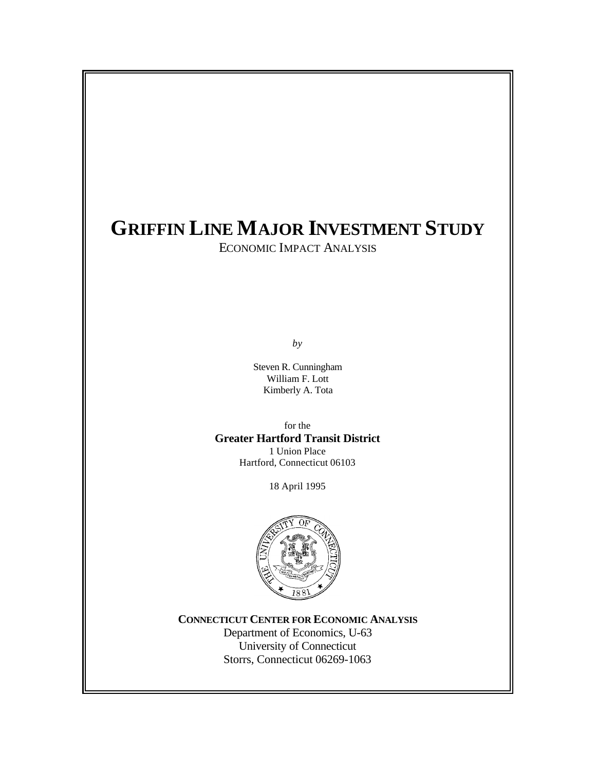# GRIFFIN LINE MAJOR INVESTMENT STUDY

ECONOMIC IMPACT ANALYSIS

*by*

Steven R. Cunningham
William F. Lott
Kimberly A. Tota

for the
**Greater Hartford Transit District**
1 Union Place
Hartford, Connecticut 06103

18 April 1995

**CONNECTICUT CENTER FOR ECONOMIC ANALYSIS**
Department of Economics, U-63
University of Connecticut
Storrs, Connecticut 06269-1063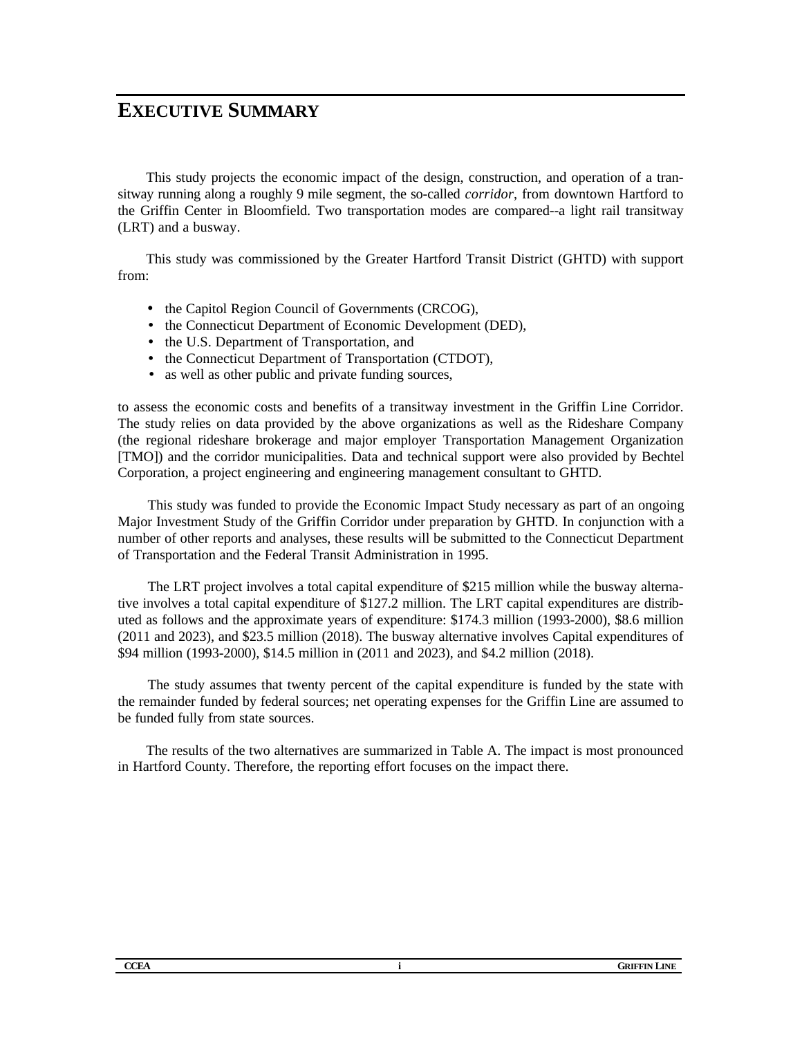# EXECUTIVE SUMMARY

This study projects the economic impact of the design, construction, and operation of a transitway running along a roughly 9 mile segment, the so-called *corridor*, from downtown Hartford to the Griffin Center in Bloomfield. Two transportation modes are compared--a light rail transitway (LRT) and a busway.

This study was commissioned by the Greater Hartford Transit District (GHTD) with support from:

- the Capitol Region Council of Governments (CRCOG),
- the Connecticut Department of Economic Development (DED),
- the U.S. Department of Transportation, and
- the Connecticut Department of Transportation (CTDOT),
- as well as other public and private funding sources,

to assess the economic costs and benefits of a transitway investment in the Griffin Line Corridor. The study relies on data provided by the above organizations as well as the Rideshare Company (the regional rideshare brokerage and major employer Transportation Management Organization [TMO]) and the corridor municipalities. Data and technical support were also provided by Bechtel Corporation, a project engineering and engineering management consultant to GHTD.

This study was funded to provide the Economic Impact Study necessary as part of an ongoing Major Investment Study of the Griffin Corridor under preparation by GHTD. In conjunction with a number of other reports and analyses, these results will be submitted to the Connecticut Department of Transportation and the Federal Transit Administration in 1995.

The LRT project involves a total capital expenditure of $215 million while the busway alternative involves a total capital expenditure of $127.2 million. The LRT capital expenditures are distributed as follows and the approximate years of expenditure: $174.3 million (1993-2000), $8.6 million (2011 and 2023), and $23.5 million (2018). The busway alternative involves Capital expenditures of $94 million (1993-2000), $14.5 million in (2011 and 2023), and $4.2 million (2018).

The study assumes that twenty percent of the capital expenditure is funded by the state with the remainder funded by federal sources; net operating expenses for the Griffin Line are assumed to be funded fully from state sources.

The results of the two alternatives are summarized in Table A. The impact is most pronounced in Hartford County. Therefore, the reporting effort focuses on the impact there.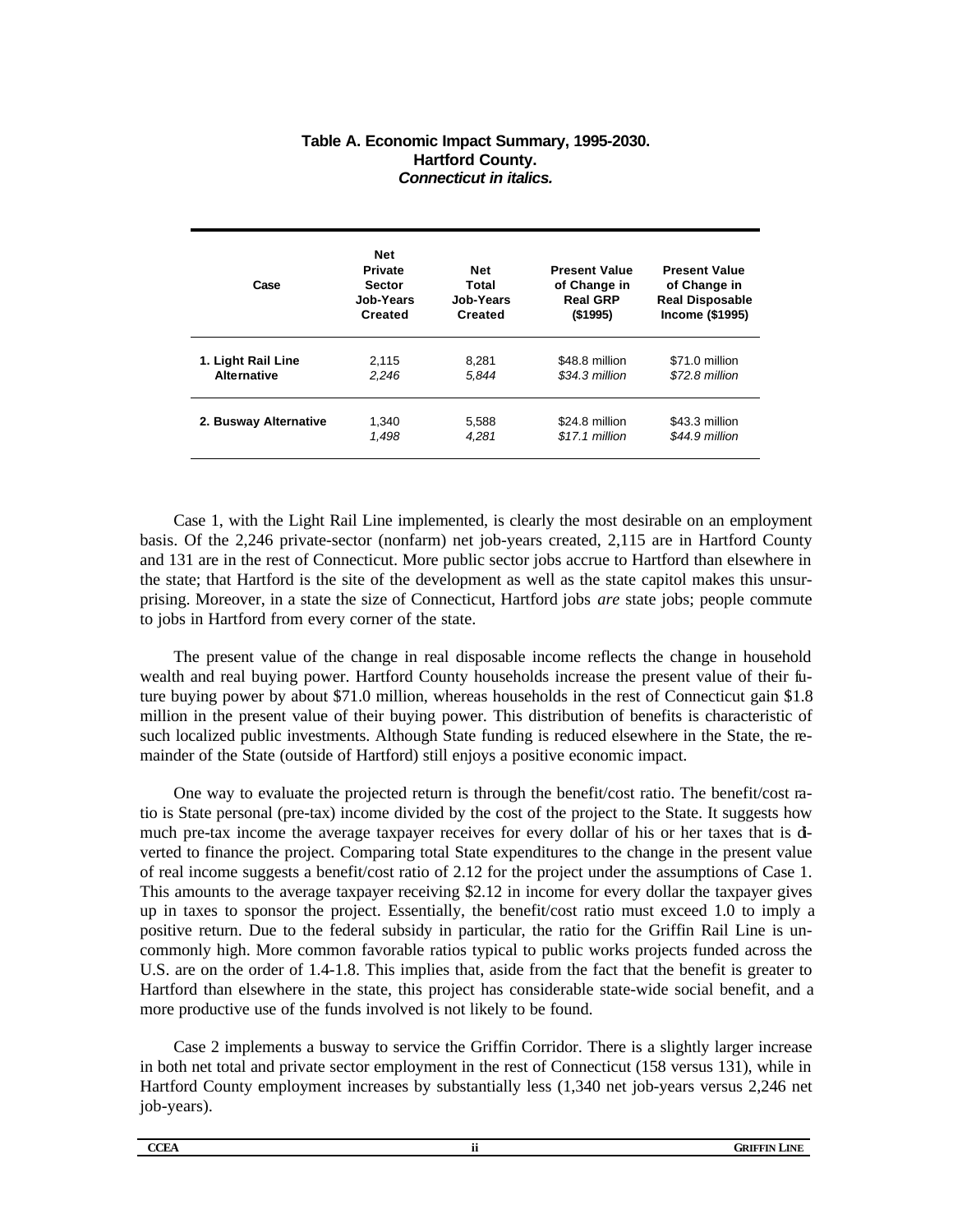**Table A. Economic Impact Summary, 1995-2030.**
**Hartford County.**
***Connecticut in italics.***

| Case | Net Private Sector Job-Years Created | Net Total Job-Years Created | Present Value of Change in Real GRP ($1995) | Present Value of Change in Real Disposable Income ($1995) |
|---|---|---|---|---|
| **1. Light Rail Line Alternative** | 2,115<br>*2,246* | 8,281<br>*5,844* | $48.8 million<br>*$34.3 million* | $71.0 million<br>*$72.8 million* |
| **2. Busway Alternative** | 1,340<br>*1,498* | 5,588<br>*4,281* | $24.8 million<br>*$17.1 million* | $43.3 million<br>*$44.9 million* |

Case 1, with the Light Rail Line implemented, is clearly the most desirable on an employment basis. Of the 2,246 private-sector (nonfarm) net job-years created, 2,115 are in Hartford County and 131 are in the rest of Connecticut. More public sector jobs accrue to Hartford than elsewhere in the state; that Hartford is the site of the development as well as the state capitol makes this unsurprising. Moreover, in a state the size of Connecticut, Hartford jobs *are* state jobs; people commute to jobs in Hartford from every corner of the state.

The present value of the change in real disposable income reflects the change in household wealth and real buying power. Hartford County households increase the present value of their future buying power by about $71.0 million, whereas households in the rest of Connecticut gain $1.8 million in the present value of their buying power. This distribution of benefits is characteristic of such localized public investments. Although State funding is reduced elsewhere in the State, the remainder of the State (outside of Hartford) still enjoys a positive economic impact.

One way to evaluate the projected return is through the benefit/cost ratio. The benefit/cost ratio is State personal (pre-tax) income divided by the cost of the project to the State. It suggests how much pre-tax income the average taxpayer receives for every dollar of his or her taxes that is diverted to finance the project. Comparing total State expenditures to the change in the present value of real income suggests a benefit/cost ratio of 2.12 for the project under the assumptions of Case 1. This amounts to the average taxpayer receiving $2.12 in income for every dollar the taxpayer gives up in taxes to sponsor the project. Essentially, the benefit/cost ratio must exceed 1.0 to imply a positive return. Due to the federal subsidy in particular, the ratio for the Griffin Rail Line is uncommonly high. More common favorable ratios typical to public works projects funded across the U.S. are on the order of 1.4-1.8. This implies that, aside from the fact that the benefit is greater to Hartford than elsewhere in the state, this project has considerable state-wide social benefit, and a more productive use of the funds involved is not likely to be found.

Case 2 implements a busway to service the Griffin Corridor. There is a slightly larger increase in both net total and private sector employment in the rest of Connecticut (158 versus 131), while in Hartford County employment increases by substantially less (1,340 net job-years versus 2,246 net job-years).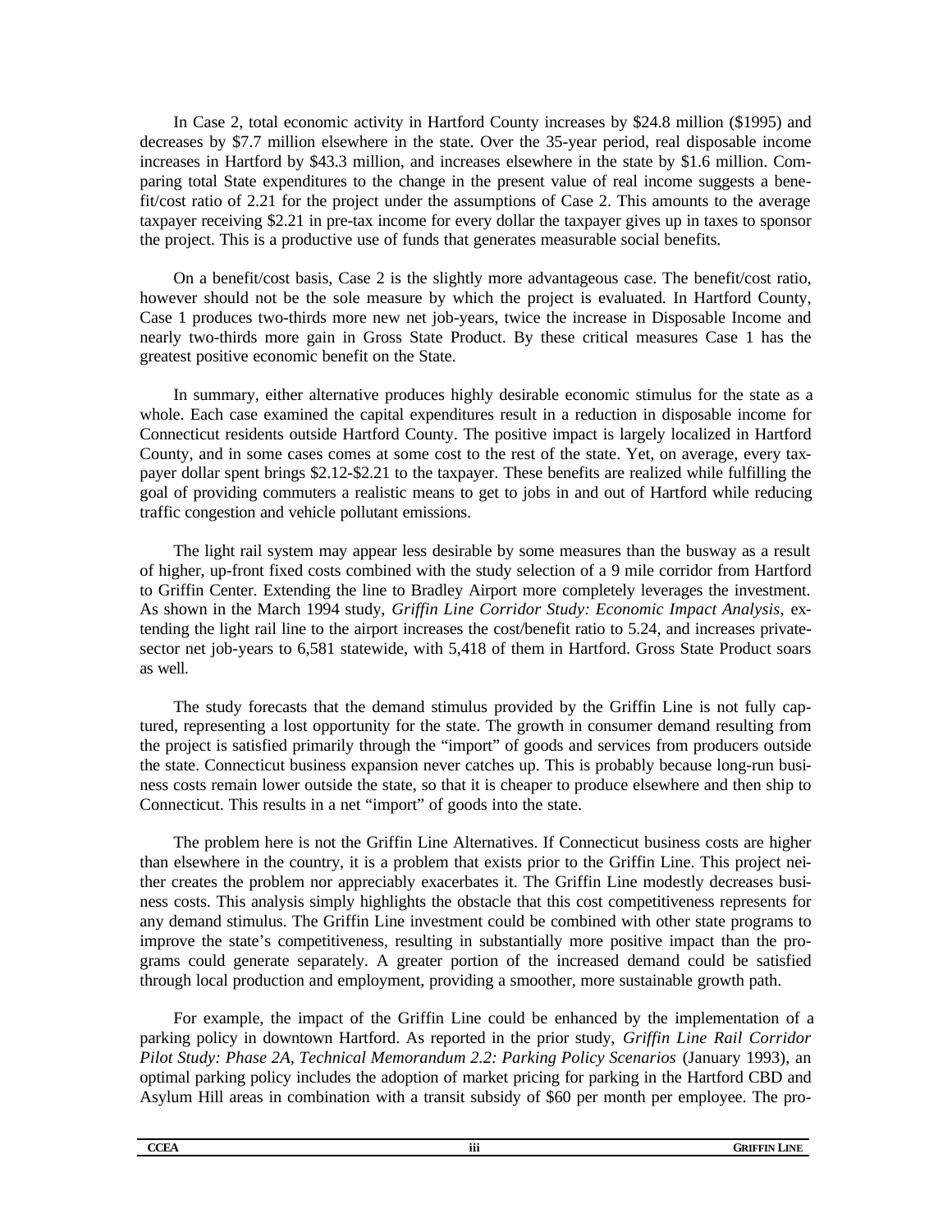In Case 2, total economic activity in Hartford County increases by $24.8 million ($1995) and decreases by $7.7 million elsewhere in the state. Over the 35-year period, real disposable income increases in Hartford by $43.3 million, and increases elsewhere in the state by $1.6 million. Comparing total State expenditures to the change in the present value of real income suggests a benefit/cost ratio of 2.21 for the project under the assumptions of Case 2. This amounts to the average taxpayer receiving $2.21 in pre-tax income for every dollar the taxpayer gives up in taxes to sponsor the project. This is a productive use of funds that generates measurable social benefits.

On a benefit/cost basis, Case 2 is the slightly more advantageous case. The benefit/cost ratio, however should not be the sole measure by which the project is evaluated. In Hartford County, Case 1 produces two-thirds more new net job-years, twice the increase in Disposable Income and nearly two-thirds more gain in Gross State Product. By these critical measures Case 1 has the greatest positive economic benefit on the State.

In summary, either alternative produces highly desirable economic stimulus for the state as a whole. Each case examined the capital expenditures result in a reduction in disposable income for Connecticut residents outside Hartford County. The positive impact is largely localized in Hartford County, and in some cases comes at some cost to the rest of the state. Yet, on average, every taxpayer dollar spent brings $2.12-$2.21 to the taxpayer. These benefits are realized while fulfilling the goal of providing commuters a realistic means to get to jobs in and out of Hartford while reducing traffic congestion and vehicle pollutant emissions.

The light rail system may appear less desirable by some measures than the busway as a result of higher, up-front fixed costs combined with the study selection of a 9 mile corridor from Hartford to Griffin Center. Extending the line to Bradley Airport more completely leverages the investment. As shown in the March 1994 study, *Griffin Line Corridor Study: Economic Impact Analysis,* extending the light rail line to the airport increases the cost/benefit ratio to 5.24, and increases private-sector net job-years to 6,581 statewide, with 5,418 of them in Hartford. Gross State Product soars as well.

The study forecasts that the demand stimulus provided by the Griffin Line is not fully captured, representing a lost opportunity for the state. The growth in consumer demand resulting from the project is satisfied primarily through the "import" of goods and services from producers outside the state. Connecticut business expansion never catches up. This is probably because long-run business costs remain lower outside the state, so that it is cheaper to produce elsewhere and then ship to Connecticut. This results in a net "import" of goods into the state.

The problem here is not the Griffin Line Alternatives. If Connecticut business costs are higher than elsewhere in the country, it is a problem that exists prior to the Griffin Line. This project neither creates the problem nor appreciably exacerbates it. The Griffin Line modestly decreases business costs. This analysis simply highlights the obstacle that this cost competitiveness represents for any demand stimulus. The Griffin Line investment could be combined with other state programs to improve the state's competitiveness, resulting in substantially more positive impact than the programs could generate separately. A greater portion of the increased demand could be satisfied through local production and employment, providing a smoother, more sustainable growth path.

For example, the impact of the Griffin Line could be enhanced by the implementation of a parking policy in downtown Hartford. As reported in the prior study, *Griffin Line Rail Corridor Pilot Study: Phase 2A, Technical Memorandum 2.2: Parking Policy Scenarios* (January 1993), an optimal parking policy includes the adoption of market pricing for parking in the Hartford CBD and Asylum Hill areas in combination with a transit subsidy of $60 per month per employee. The pro-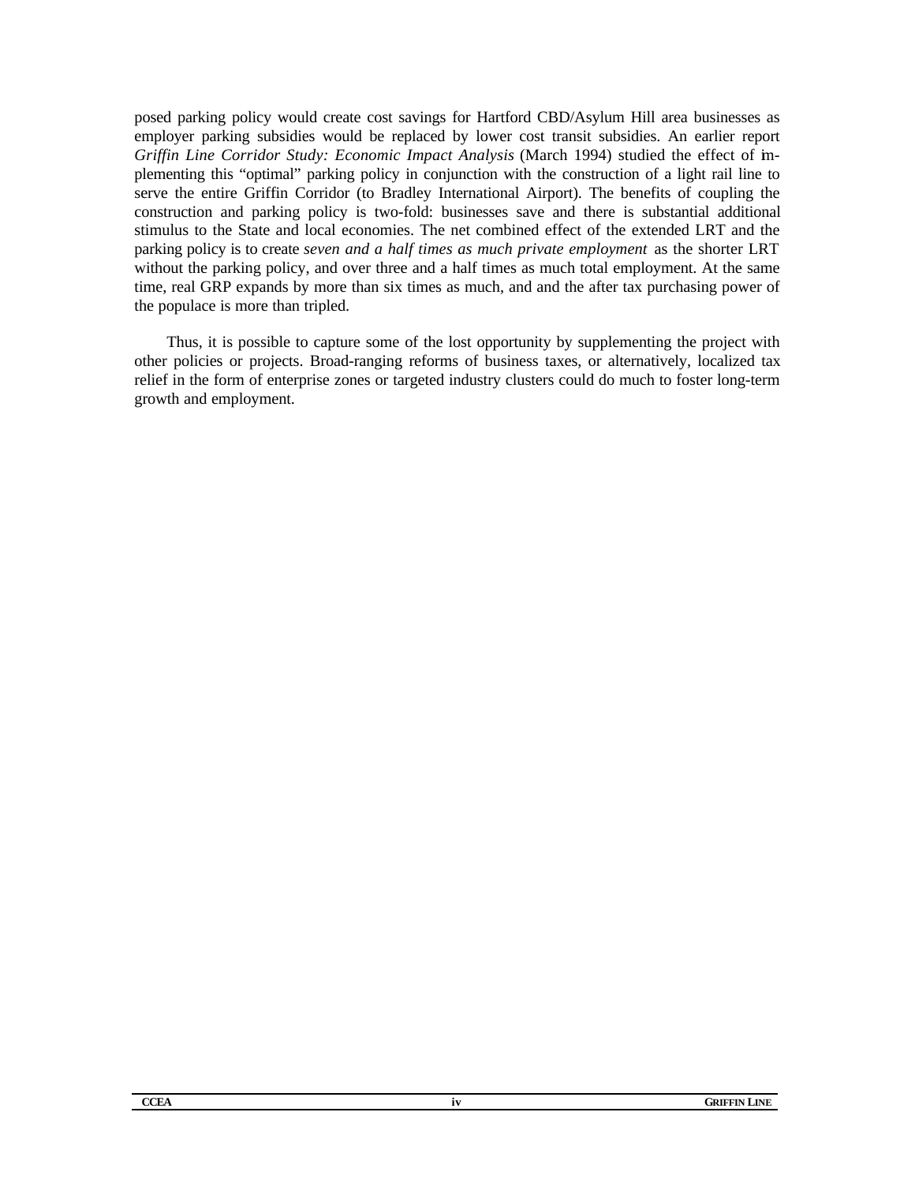posed parking policy would create cost savings for Hartford CBD/Asylum Hill area businesses as employer parking subsidies would be replaced by lower cost transit subsidies. An earlier report *Griffin Line Corridor Study: Economic Impact Analysis* (March 1994) studied the effect of implementing this "optimal" parking policy in conjunction with the construction of a light rail line to serve the entire Griffin Corridor (to Bradley International Airport). The benefits of coupling the construction and parking policy is two-fold: businesses save and there is substantial additional stimulus to the State and local economies. The net combined effect of the extended LRT and the parking policy is to create *seven and a half times as much private employment* as the shorter LRT without the parking policy, and over three and a half times as much total employment. At the same time, real GRP expands by more than six times as much, and and the after tax purchasing power of the populace is more than tripled.

Thus, it is possible to capture some of the lost opportunity by supplementing the project with other policies or projects. Broad-ranging reforms of business taxes, or alternatively, localized tax relief in the form of enterprise zones or targeted industry clusters could do much to foster long-term growth and employment.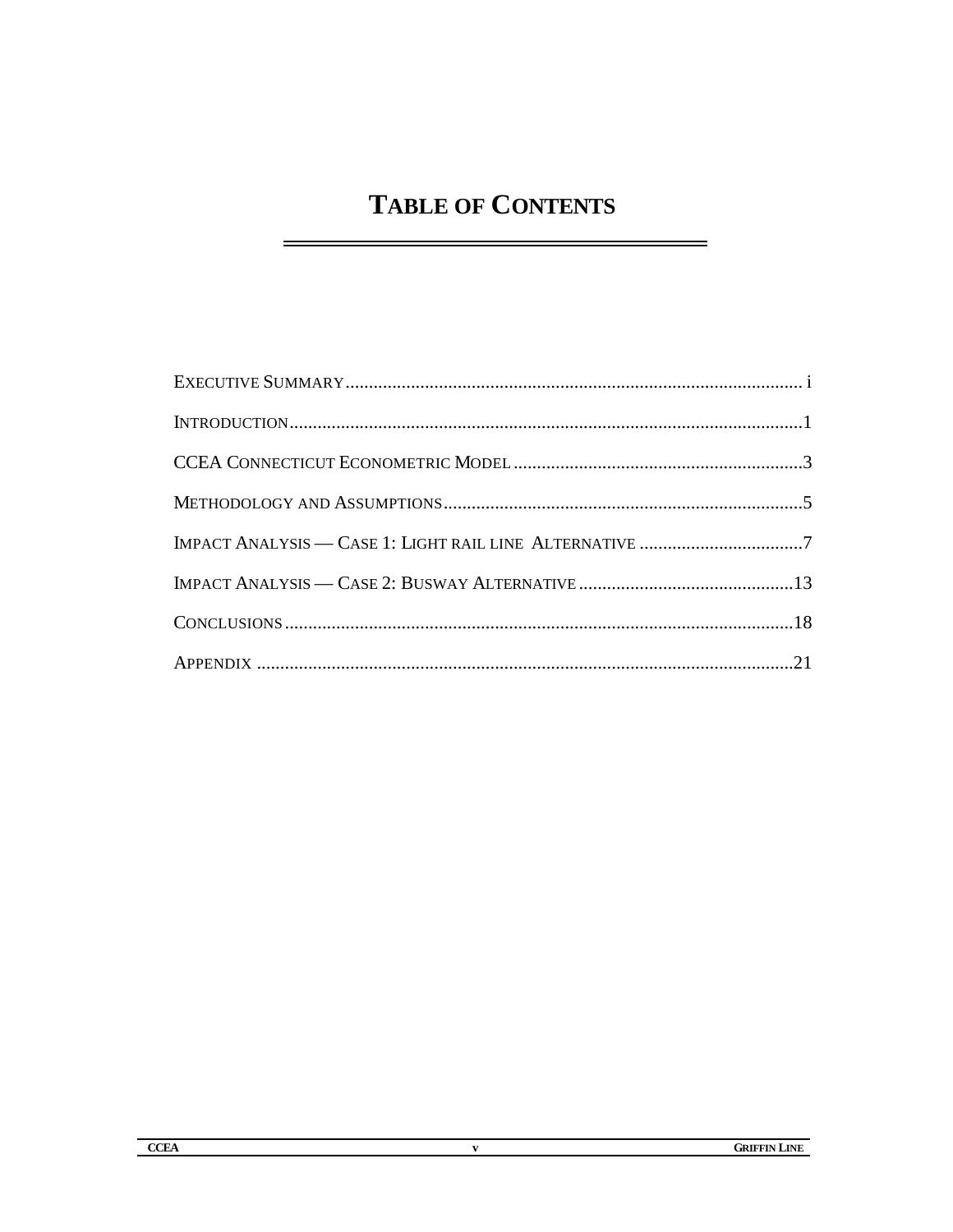# Table of Contents

Executive Summary ........................................................................................... i

Introduction ...........................................................................................................1

CCEA Connecticut Econometric Model ...............................................................3

Methodology and Assumptions .............................................................................5

Impact Analysis — Case 1: Light rail line Alternative ....................................7

Impact Analysis — Case 2: Busway Alternative ..............................................13

Conclusions ..........................................................................................................18

Appendix ..............................................................................................................21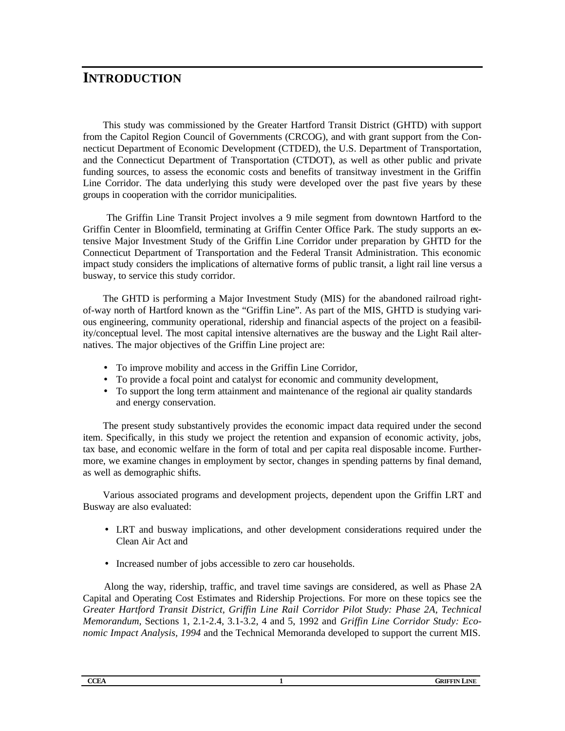# INTRODUCTION

This study was commissioned by the Greater Hartford Transit District (GHTD) with support from the Capitol Region Council of Governments (CRCOG), and with grant support from the Connecticut Department of Economic Development (CTDED), the U.S. Department of Transportation, and the Connecticut Department of Transportation (CTDOT), as well as other public and private funding sources, to assess the economic costs and benefits of transitway investment in the Griffin Line Corridor. The data underlying this study were developed over the past five years by these groups in cooperation with the corridor municipalities.

The Griffin Line Transit Project involves a 9 mile segment from downtown Hartford to the Griffin Center in Bloomfield, terminating at Griffin Center Office Park. The study supports an extensive Major Investment Study of the Griffin Line Corridor under preparation by GHTD for the Connecticut Department of Transportation and the Federal Transit Administration. This economic impact study considers the implications of alternative forms of public transit, a light rail line versus a busway, to service this study corridor.

The GHTD is performing a Major Investment Study (MIS) for the abandoned railroad right-of-way north of Hartford known as the "Griffin Line". As part of the MIS, GHTD is studying various engineering, community operational, ridership and financial aspects of the project on a feasibility/conceptual level. The most capital intensive alternatives are the busway and the Light Rail alternatives. The major objectives of the Griffin Line project are:

- To improve mobility and access in the Griffin Line Corridor,
- To provide a focal point and catalyst for economic and community development,
- To support the long term attainment and maintenance of the regional air quality standards and energy conservation.

The present study substantively provides the economic impact data required under the second item. Specifically, in this study we project the retention and expansion of economic activity, jobs, tax base, and economic welfare in the form of total and per capita real disposable income. Furthermore, we examine changes in employment by sector, changes in spending patterns by final demand, as well as demographic shifts.

Various associated programs and development projects, dependent upon the Griffin LRT and Busway are also evaluated:

- LRT and busway implications, and other development considerations required under the Clean Air Act and
- Increased number of jobs accessible to zero car households.

Along the way, ridership, traffic, and travel time savings are considered, as well as Phase 2A Capital and Operating Cost Estimates and Ridership Projections. For more on these topics see the *Greater Hartford Transit District, Griffin Line Rail Corridor Pilot Study: Phase 2A, Technical Memorandum,* Sections 1, 2.1-2.4, 3.1-3.2, 4 and 5, 1992 and *Griffin Line Corridor Study: Economic Impact Analysis, 1994* and the Technical Memoranda developed to support the current MIS.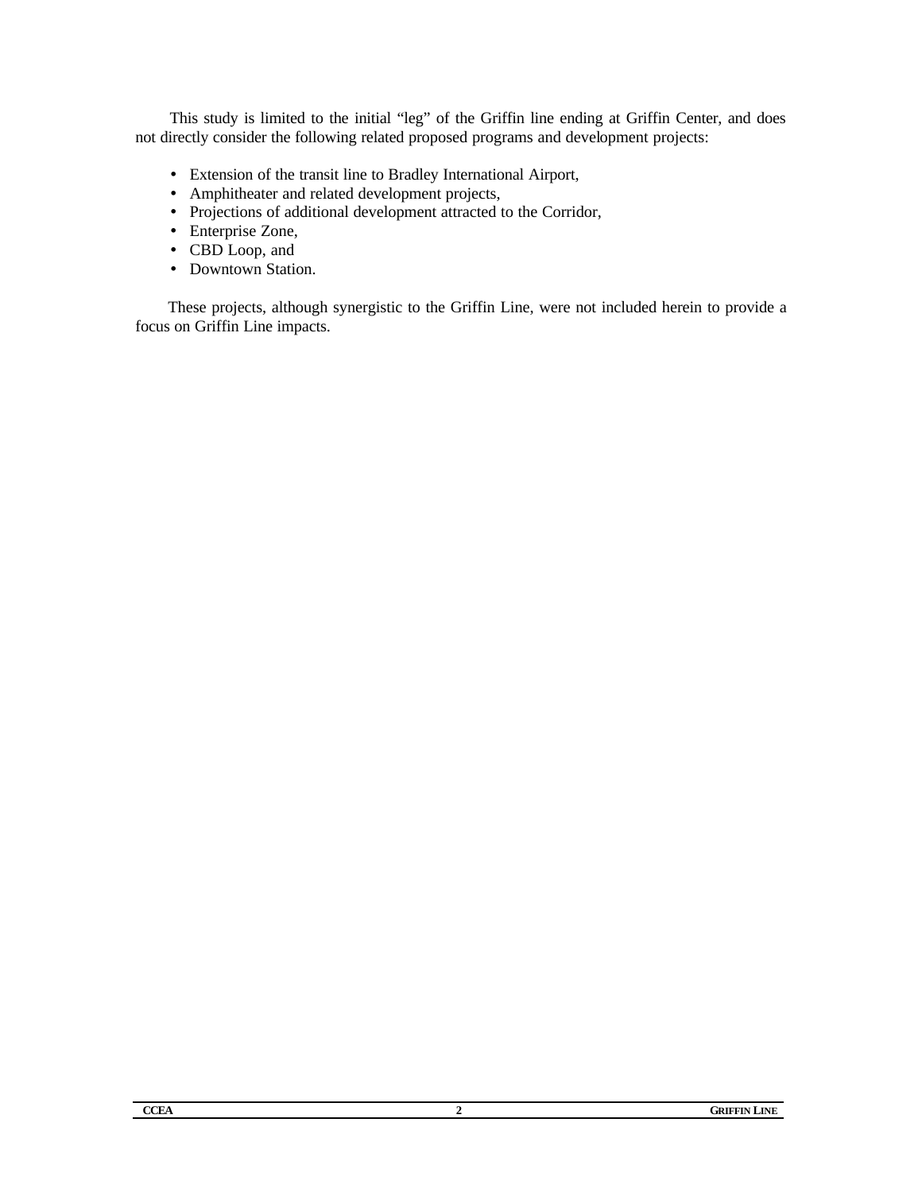This study is limited to the initial "leg" of the Griffin line ending at Griffin Center, and does not directly consider the following related proposed programs and development projects:

- Extension of the transit line to Bradley International Airport,
- Amphitheater and related development projects,
- Projections of additional development attracted to the Corridor,
- Enterprise Zone,
- CBD Loop, and
- Downtown Station.

These projects, although synergistic to the Griffin Line, were not included herein to provide a focus on Griffin Line impacts.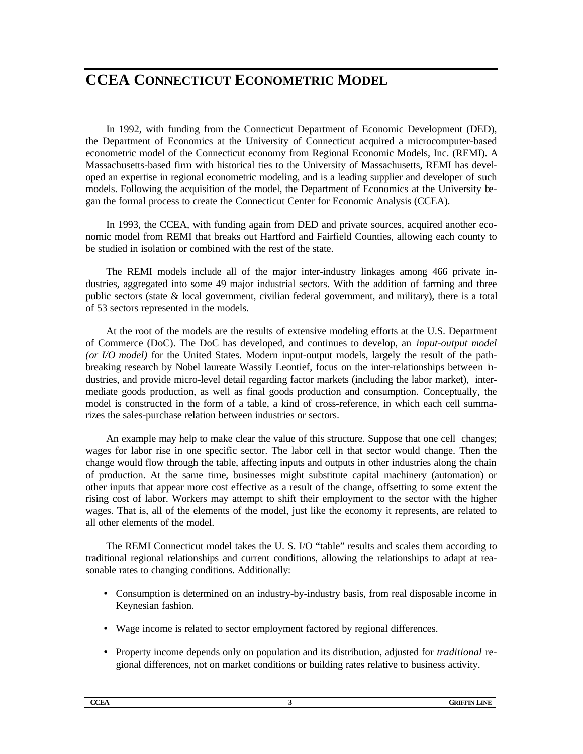# CCEA CONNECTICUT ECONOMETRIC MODEL

In 1992, with funding from the Connecticut Department of Economic Development (DED), the Department of Economics at the University of Connecticut acquired a microcomputer-based econometric model of the Connecticut economy from Regional Economic Models, Inc. (REMI). A Massachusetts-based firm with historical ties to the University of Massachusetts, REMI has developed an expertise in regional econometric modeling, and is a leading supplier and developer of such models. Following the acquisition of the model, the Department of Economics at the University began the formal process to create the Connecticut Center for Economic Analysis (CCEA).

In 1993, the CCEA, with funding again from DED and private sources, acquired another economic model from REMI that breaks out Hartford and Fairfield Counties, allowing each county to be studied in isolation or combined with the rest of the state.

The REMI models include all of the major inter-industry linkages among 466 private industries, aggregated into some 49 major industrial sectors. With the addition of farming and three public sectors (state & local government, civilian federal government, and military), there is a total of 53 sectors represented in the models.

At the root of the models are the results of extensive modeling efforts at the U.S. Department of Commerce (DoC). The DoC has developed, and continues to develop, an *input-output model (or I/O model)* for the United States. Modern input-output models, largely the result of the path-breaking research by Nobel laureate Wassily Leontief, focus on the inter-relationships between industries, and provide micro-level detail regarding factor markets (including the labor market), intermediate goods production, as well as final goods production and consumption. Conceptually, the model is constructed in the form of a table, a kind of cross-reference, in which each cell summarizes the sales-purchase relation between industries or sectors.

An example may help to make clear the value of this structure. Suppose that one cell changes; wages for labor rise in one specific sector. The labor cell in that sector would change. Then the change would flow through the table, affecting inputs and outputs in other industries along the chain of production. At the same time, businesses might substitute capital machinery (automation) or other inputs that appear more cost effective as a result of the change, offsetting to some extent the rising cost of labor. Workers may attempt to shift their employment to the sector with the higher wages. That is, all of the elements of the model, just like the economy it represents, are related to all other elements of the model.

The REMI Connecticut model takes the U. S. I/O "table" results and scales them according to traditional regional relationships and current conditions, allowing the relationships to adapt at reasonable rates to changing conditions. Additionally:

- Consumption is determined on an industry-by-industry basis, from real disposable income in Keynesian fashion.
- Wage income is related to sector employment factored by regional differences.
- Property income depends only on population and its distribution, adjusted for *traditional* regional differences, not on market conditions or building rates relative to business activity.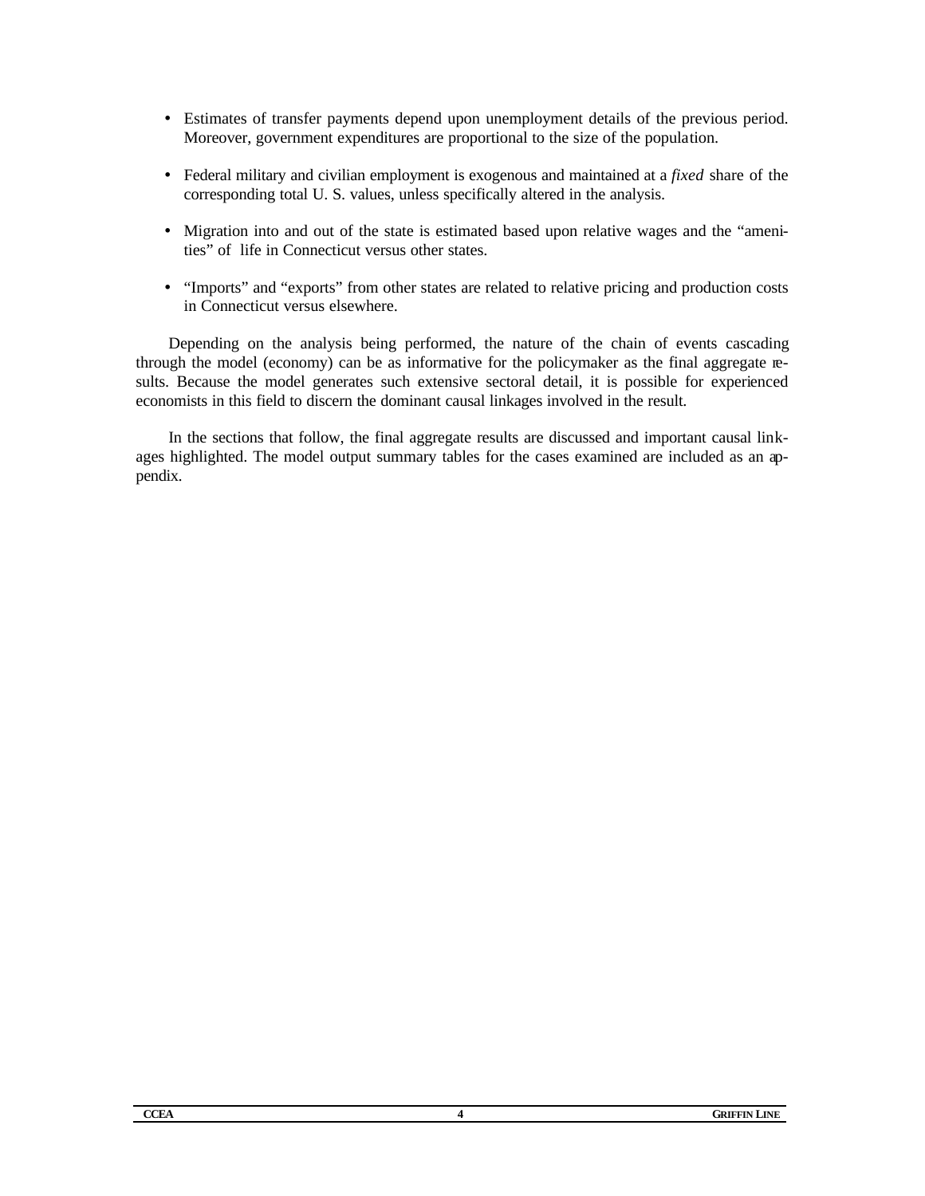- Estimates of transfer payments depend upon unemployment details of the previous period. Moreover, government expenditures are proportional to the size of the population.

- Federal military and civilian employment is exogenous and maintained at a *fixed* share of the corresponding total U. S. values, unless specifically altered in the analysis.

- Migration into and out of the state is estimated based upon relative wages and the "amenities" of life in Connecticut versus other states.

- "Imports" and "exports" from other states are related to relative pricing and production costs in Connecticut versus elsewhere.

Depending on the analysis being performed, the nature of the chain of events cascading through the model (economy) can be as informative for the policymaker as the final aggregate results. Because the model generates such extensive sectoral detail, it is possible for experienced economists in this field to discern the dominant causal linkages involved in the result.

In the sections that follow, the final aggregate results are discussed and important causal linkages highlighted. The model output summary tables for the cases examined are included as an appendix.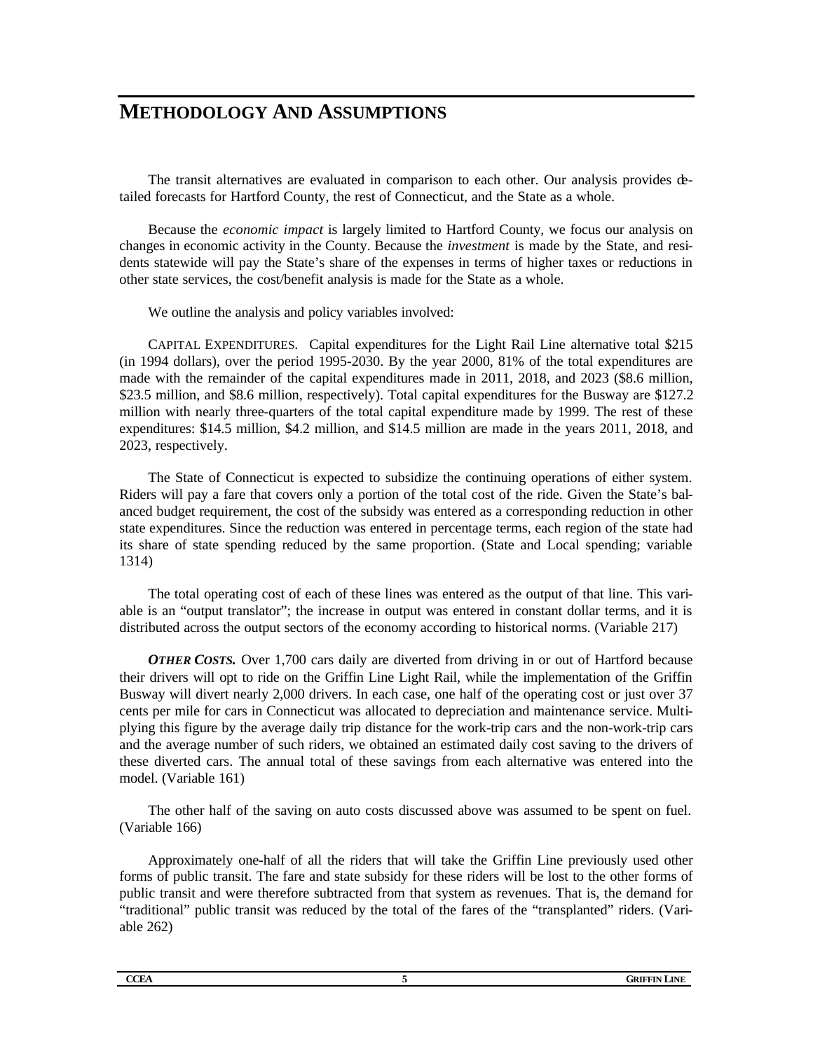# METHODOLOGY AND ASSUMPTIONS

The transit alternatives are evaluated in comparison to each other. Our analysis provides detailed forecasts for Hartford County, the rest of Connecticut, and the State as a whole.

Because the *economic impact* is largely limited to Hartford County, we focus our analysis on changes in economic activity in the County. Because the *investment* is made by the State, and residents statewide will pay the State's share of the expenses in terms of higher taxes or reductions in other state services, the cost/benefit analysis is made for the State as a whole.

We outline the analysis and policy variables involved:

CAPITAL EXPENDITURES. Capital expenditures for the Light Rail Line alternative total $215 (in 1994 dollars), over the period 1995-2030. By the year 2000, 81% of the total expenditures are made with the remainder of the capital expenditures made in 2011, 2018, and 2023 ($8.6 million, $23.5 million, and $8.6 million, respectively). Total capital expenditures for the Busway are $127.2 million with nearly three-quarters of the total capital expenditure made by 1999. The rest of these expenditures: $14.5 million, $4.2 million, and $14.5 million are made in the years 2011, 2018, and 2023, respectively.

The State of Connecticut is expected to subsidize the continuing operations of either system. Riders will pay a fare that covers only a portion of the total cost of the ride. Given the State's balanced budget requirement, the cost of the subsidy was entered as a corresponding reduction in other state expenditures. Since the reduction was entered in percentage terms, each region of the state had its share of state spending reduced by the same proportion. (State and Local spending; variable 1314)

The total operating cost of each of these lines was entered as the output of that line. This variable is an "output translator"; the increase in output was entered in constant dollar terms, and it is distributed across the output sectors of the economy according to historical norms. (Variable 217)

***OTHER COSTS.*** Over 1,700 cars daily are diverted from driving in or out of Hartford because their drivers will opt to ride on the Griffin Line Light Rail, while the implementation of the Griffin Busway will divert nearly 2,000 drivers. In each case, one half of the operating cost or just over 37 cents per mile for cars in Connecticut was allocated to depreciation and maintenance service. Multiplying this figure by the average daily trip distance for the work-trip cars and the non-work-trip cars and the average number of such riders, we obtained an estimated daily cost saving to the drivers of these diverted cars. The annual total of these savings from each alternative was entered into the model. (Variable 161)

The other half of the saving on auto costs discussed above was assumed to be spent on fuel. (Variable 166)

Approximately one-half of all the riders that will take the Griffin Line previously used other forms of public transit. The fare and state subsidy for these riders will be lost to the other forms of public transit and were therefore subtracted from that system as revenues. That is, the demand for "traditional" public transit was reduced by the total of the fares of the "transplanted" riders. (Variable 262)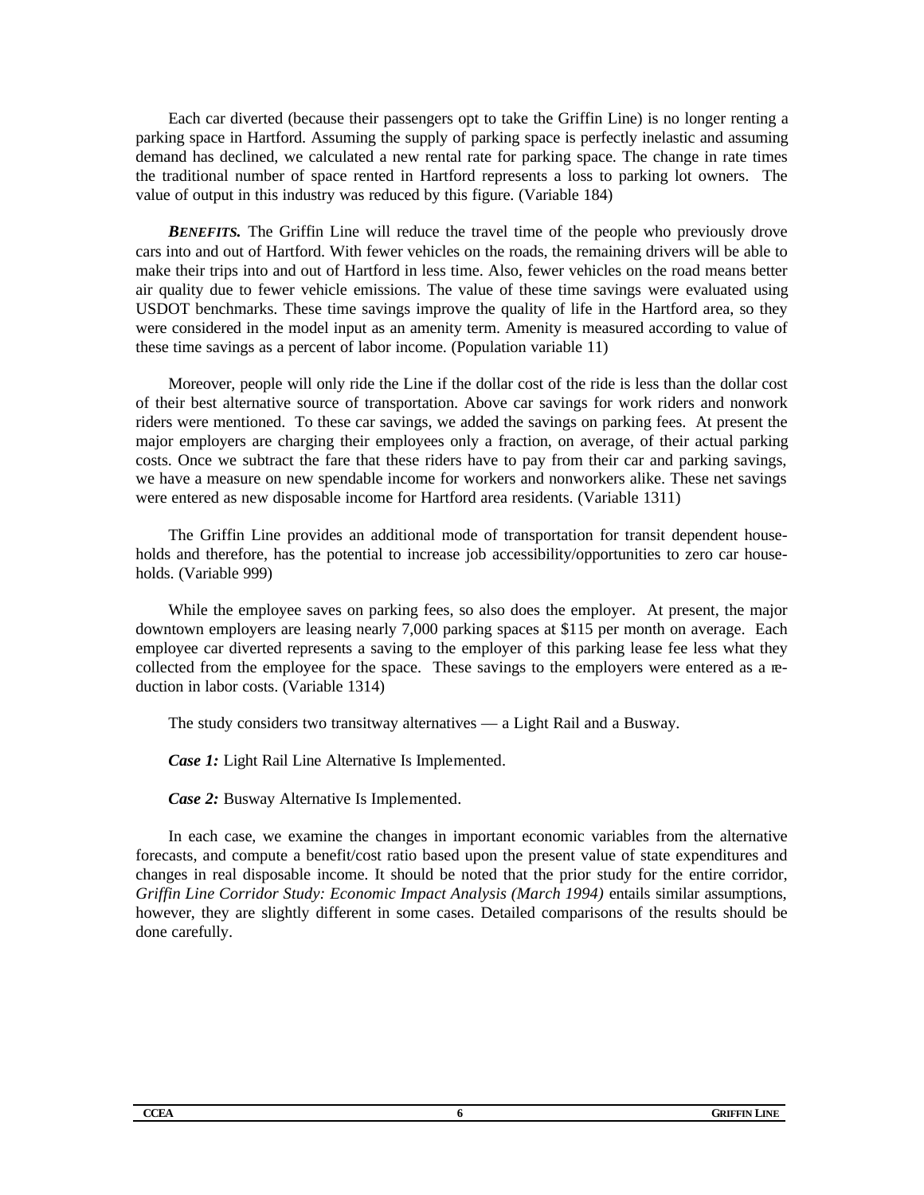Each car diverted (because their passengers opt to take the Griffin Line) is no longer renting a parking space in Hartford. Assuming the supply of parking space is perfectly inelastic and assuming demand has declined, we calculated a new rental rate for parking space. The change in rate times the traditional number of space rented in Hartford represents a loss to parking lot owners. The value of output in this industry was reduced by this figure. (Variable 184)

***BENEFITS.*** The Griffin Line will reduce the travel time of the people who previously drove cars into and out of Hartford. With fewer vehicles on the roads, the remaining drivers will be able to make their trips into and out of Hartford in less time. Also, fewer vehicles on the road means better air quality due to fewer vehicle emissions. The value of these time savings were evaluated using USDOT benchmarks. These time savings improve the quality of life in the Hartford area, so they were considered in the model input as an amenity term. Amenity is measured according to value of these time savings as a percent of labor income. (Population variable 11)

Moreover, people will only ride the Line if the dollar cost of the ride is less than the dollar cost of their best alternative source of transportation. Above car savings for work riders and nonwork riders were mentioned. To these car savings, we added the savings on parking fees. At present the major employers are charging their employees only a fraction, on average, of their actual parking costs. Once we subtract the fare that these riders have to pay from their car and parking savings, we have a measure on new spendable income for workers and nonworkers alike. These net savings were entered as new disposable income for Hartford area residents. (Variable 1311)

The Griffin Line provides an additional mode of transportation for transit dependent households and therefore, has the potential to increase job accessibility/opportunities to zero car households. (Variable 999)

While the employee saves on parking fees, so also does the employer. At present, the major downtown employers are leasing nearly 7,000 parking spaces at $115 per month on average. Each employee car diverted represents a saving to the employer of this parking lease fee less what they collected from the employee for the space. These savings to the employers were entered as a reduction in labor costs. (Variable 1314)

The study considers two transitway alternatives — a Light Rail and a Busway.

***Case 1:*** Light Rail Line Alternative Is Implemented.

***Case 2:*** Busway Alternative Is Implemented.

In each case, we examine the changes in important economic variables from the alternative forecasts, and compute a benefit/cost ratio based upon the present value of state expenditures and changes in real disposable income. It should be noted that the prior study for the entire corridor, *Griffin Line Corridor Study: Economic Impact Analysis (March 1994)* entails similar assumptions, however, they are slightly different in some cases. Detailed comparisons of the results should be done carefully.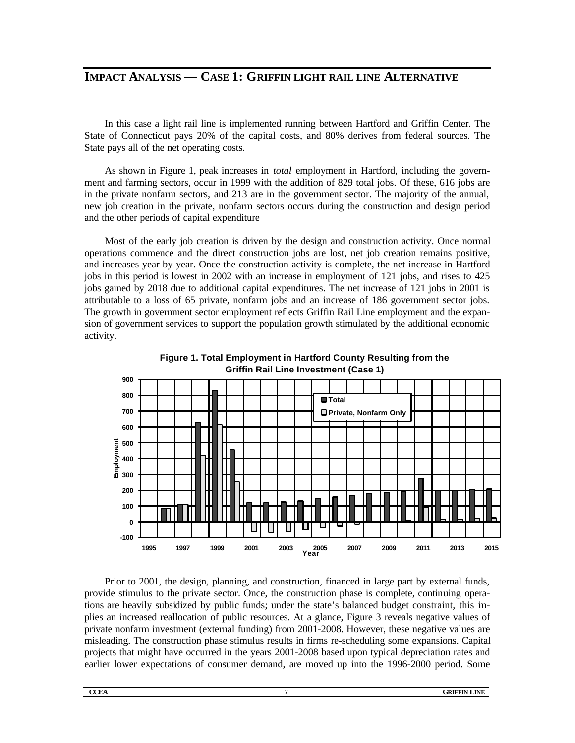## IMPACT ANALYSIS — CASE 1: GRIFFIN LIGHT RAIL LINE ALTERNATIVE

In this case a light rail line is implemented running between Hartford and Griffin Center. The State of Connecticut pays 20% of the capital costs, and 80% derives from federal sources. The State pays all of the net operating costs.

As shown in Figure 1, peak increases in *total* employment in Hartford, including the government and farming sectors, occur in 1999 with the addition of 829 total jobs. Of these, 616 jobs are in the private nonfarm sectors, and 213 are in the government sector. The majority of the annual, new job creation in the private, nonfarm sectors occurs during the construction and design period and the other periods of capital expenditure

Most of the early job creation is driven by the design and construction activity. Once normal operations commence and the direct construction jobs are lost, net job creation remains positive, and increases year by year. Once the construction activity is complete, the net increase in Hartford jobs in this period is lowest in 2002 with an increase in employment of 121 jobs, and rises to 425 jobs gained by 2018 due to additional capital expenditures. The net increase of 121 jobs in 2001 is attributable to a loss of 65 private, nonfarm jobs and an increase of 186 government sector jobs. The growth in government sector employment reflects Griffin Rail Line employment and the expansion of government services to support the population growth stimulated by the additional economic activity.

**Figure 1. Total Employment in Hartford County Resulting from the Griffin Rail Line Investment (Case 1)**

Prior to 2001, the design, planning, and construction, financed in large part by external funds, provide stimulus to the private sector. Once, the construction phase is complete, continuing operations are heavily subsidized by public funds; under the state's balanced budget constraint, this implies an increased reallocation of public resources. At a glance, Figure 3 reveals negative values of private nonfarm investment (external funding) from 2001-2008. However, these negative values are misleading. The construction phase stimulus results in firms re-scheduling some expansions. Capital projects that might have occurred in the years 2001-2008 based upon typical depreciation rates and earlier lower expectations of consumer demand, are moved up into the 1996-2000 period. Some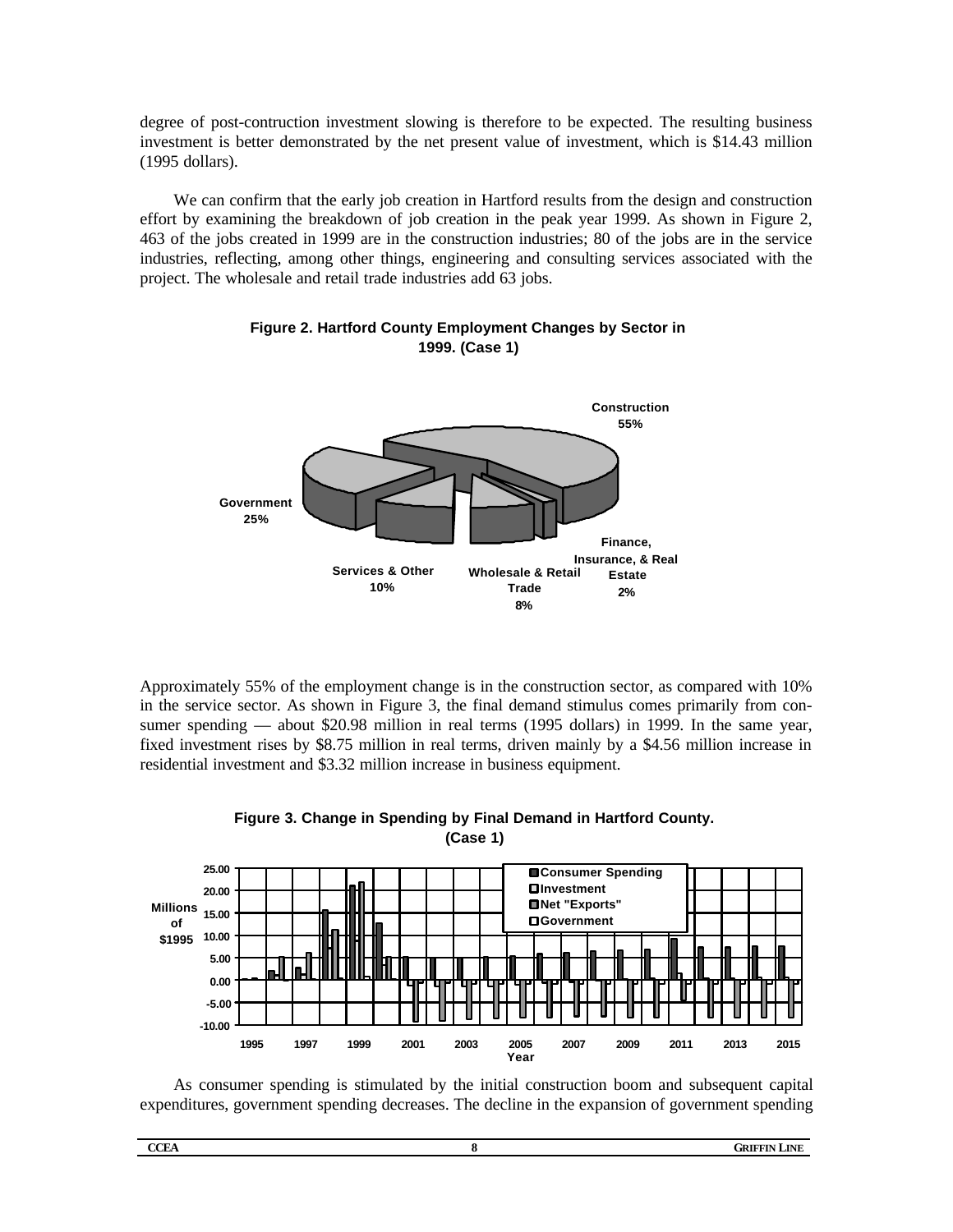degree of post-contruction investment slowing is therefore to be expected. The resulting business investment is better demonstrated by the net present value of investment, which is $14.43 million (1995 dollars).

We can confirm that the early job creation in Hartford results from the design and construction effort by examining the breakdown of job creation in the peak year 1999. As shown in Figure 2, 463 of the jobs created in 1999 are in the construction industries; 80 of the jobs are in the service industries, reflecting, among other things, engineering and consulting services associated with the project. The wholesale and retail trade industries add 63 jobs.

**Figure 2. Hartford County Employment Changes by Sector in 1999. (Case 1)**

Construction 55%

Government 25%

Services & Other 10%

Wholesale & Retail Trade 8%

Finance, Insurance, & Real Estate 2%

Approximately 55% of the employment change is in the construction sector, as compared with 10% in the service sector. As shown in Figure 3, the final demand stimulus comes primarily from consumer spending — about $20.98 million in real terms (1995 dollars) in 1999. In the same year, fixed investment rises by $8.75 million in real terms, driven mainly by a $4.56 million increase in residential investment and $3.32 million increase in business equipment.

**Figure 3. Change in Spending by Final Demand in Hartford County. (Case 1)**

Legend: Consumer Spending; Investment; Net "Exports"; Government

Y-axis: Millions of $1995 (-10.00 to 25.00); X-axis: Year (1995–2015)

As consumer spending is stimulated by the initial construction boom and subsequent capital expenditures, government spending decreases. The decline in the expansion of government spending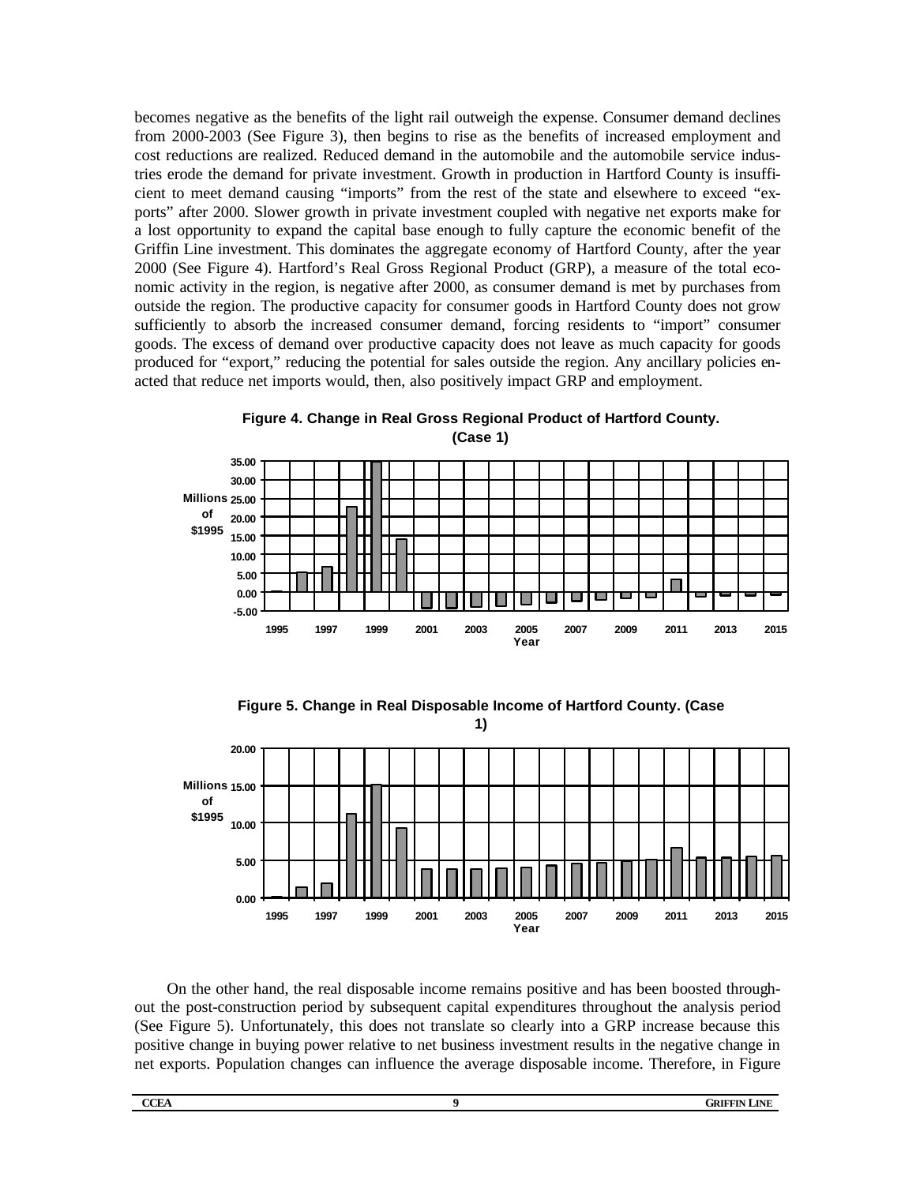becomes negative as the benefits of the light rail outweigh the expense. Consumer demand declines from 2000-2003 (See Figure 3), then begins to rise as the benefits of increased employment and cost reductions are realized. Reduced demand in the automobile and the automobile service industries erode the demand for private investment. Growth in production in Hartford County is insufficient to meet demand causing "imports" from the rest of the state and elsewhere to exceed "exports" after 2000. Slower growth in private investment coupled with negative net exports make for a lost opportunity to expand the capital base enough to fully capture the economic benefit of the Griffin Line investment. This dominates the aggregate economy of Hartford County, after the year 2000 (See Figure 4). Hartford's Real Gross Regional Product (GRP), a measure of the total economic activity in the region, is negative after 2000, as consumer demand is met by purchases from outside the region. The productive capacity for consumer goods in Hartford County does not grow sufficiently to absorb the increased consumer demand, forcing residents to "import" consumer goods. The excess of demand over productive capacity does not leave as much capacity for goods produced for "export," reducing the potential for sales outside the region. Any ancillary policies enacted that reduce net imports would, then, also positively impact GRP and employment.

**Figure 4. Change in Real Gross Regional Product of Hartford County. (Case 1)**

**Figure 5. Change in Real Disposable Income of Hartford County. (Case 1)**

On the other hand, the real disposable income remains positive and has been boosted throughout the post-construction period by subsequent capital expenditures throughout the analysis period (See Figure 5). Unfortunately, this does not translate so clearly into a GRP increase because this positive change in buying power relative to net business investment results in the negative change in net exports. Population changes can influence the average disposable income. Therefore, in Figure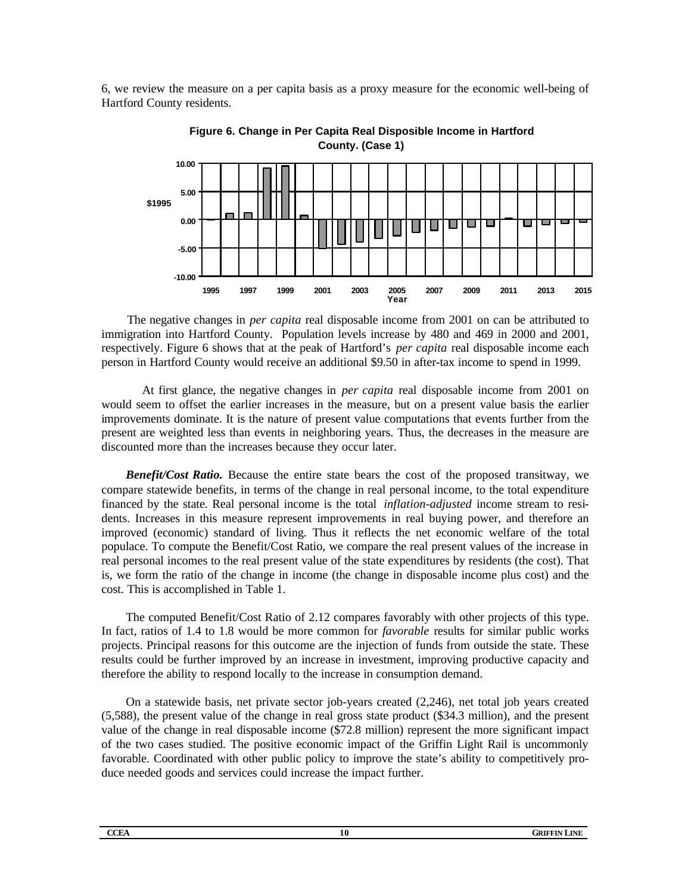6, we review the measure on a per capita basis as a proxy measure for the economic well-being of Hartford County residents.

**Figure 6. Change in Per Capita Real Disposible Income in Hartford County. (Case 1)**

The negative changes in *per capita* real disposable income from 2001 on can be attributed to immigration into Hartford County. Population levels increase by 480 and 469 in 2000 and 2001, respectively. Figure 6 shows that at the peak of Hartford's *per capita* real disposable income each person in Hartford County would receive an additional $9.50 in after-tax income to spend in 1999.

At first glance, the negative changes in *per capita* real disposable income from 2001 on would seem to offset the earlier increases in the measure, but on a present value basis the earlier improvements dominate. It is the nature of present value computations that events further from the present are weighted less than events in neighboring years. Thus, the decreases in the measure are discounted more than the increases because they occur later.

***Benefit/Cost Ratio.*** Because the entire state bears the cost of the proposed transitway, we compare statewide benefits, in terms of the change in real personal income, to the total expenditure financed by the state. Real personal income is the total *inflation-adjusted* income stream to residents. Increases in this measure represent improvements in real buying power, and therefore an improved (economic) standard of living. Thus it reflects the net economic welfare of the total populace. To compute the Benefit/Cost Ratio, we compare the real present values of the increase in real personal incomes to the real present value of the state expenditures by residents (the cost). That is, we form the ratio of the change in income (the change in disposable income plus cost) and the cost. This is accomplished in Table 1.

The computed Benefit/Cost Ratio of 2.12 compares favorably with other projects of this type. In fact, ratios of 1.4 to 1.8 would be more common for *favorable* results for similar public works projects. Principal reasons for this outcome are the injection of funds from outside the state. These results could be further improved by an increase in investment, improving productive capacity and therefore the ability to respond locally to the increase in consumption demand.

On a statewide basis, net private sector job-years created (2,246), net total job years created (5,588), the present value of the change in real gross state product ($34.3 million), and the present value of the change in real disposable income ($72.8 million) represent the more significant impact of the two cases studied. The positive economic impact of the Griffin Light Rail is uncommonly favorable. Coordinated with other public policy to improve the state's ability to competitively produce needed goods and services could increase the impact further.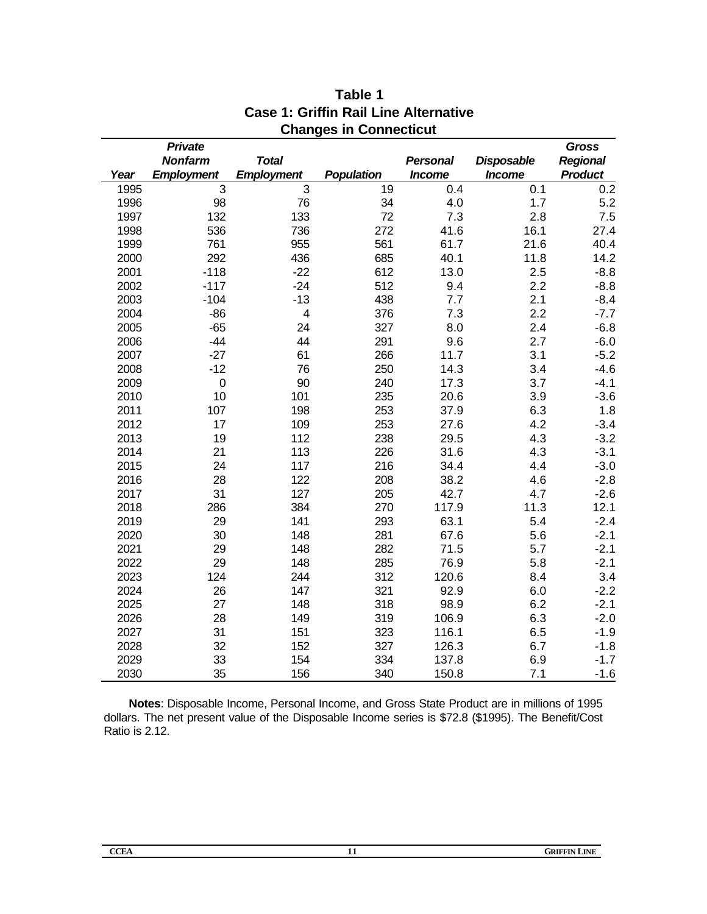**Table 1**
**Case 1: Griffin Rail Line Alternative**
**Changes in Connecticut**

| *Year* | *Private Nonfarm Employment* | *Total Employment* | *Population* | *Personal Income* | *Disposable Income* | *Gross Regional Product* |
|---|---|---|---|---|---|---|
| 1995 | 3 | 3 | 19 | 0.4 | 0.1 | 0.2 |
| 1996 | 98 | 76 | 34 | 4.0 | 1.7 | 5.2 |
| 1997 | 132 | 133 | 72 | 7.3 | 2.8 | 7.5 |
| 1998 | 536 | 736 | 272 | 41.6 | 16.1 | 27.4 |
| 1999 | 761 | 955 | 561 | 61.7 | 21.6 | 40.4 |
| 2000 | 292 | 436 | 685 | 40.1 | 11.8 | 14.2 |
| 2001 | -118 | -22 | 612 | 13.0 | 2.5 | -8.8 |
| 2002 | -117 | -24 | 512 | 9.4 | 2.2 | -8.8 |
| 2003 | -104 | -13 | 438 | 7.7 | 2.1 | -8.4 |
| 2004 | -86 | 4 | 376 | 7.3 | 2.2 | -7.7 |
| 2005 | -65 | 24 | 327 | 8.0 | 2.4 | -6.8 |
| 2006 | -44 | 44 | 291 | 9.6 | 2.7 | -6.0 |
| 2007 | -27 | 61 | 266 | 11.7 | 3.1 | -5.2 |
| 2008 | -12 | 76 | 250 | 14.3 | 3.4 | -4.6 |
| 2009 | 0 | 90 | 240 | 17.3 | 3.7 | -4.1 |
| 2010 | 10 | 101 | 235 | 20.6 | 3.9 | -3.6 |
| 2011 | 107 | 198 | 253 | 37.9 | 6.3 | 1.8 |
| 2012 | 17 | 109 | 253 | 27.6 | 4.2 | -3.4 |
| 2013 | 19 | 112 | 238 | 29.5 | 4.3 | -3.2 |
| 2014 | 21 | 113 | 226 | 31.6 | 4.3 | -3.1 |
| 2015 | 24 | 117 | 216 | 34.4 | 4.4 | -3.0 |
| 2016 | 28 | 122 | 208 | 38.2 | 4.6 | -2.8 |
| 2017 | 31 | 127 | 205 | 42.7 | 4.7 | -2.6 |
| 2018 | 286 | 384 | 270 | 117.9 | 11.3 | 12.1 |
| 2019 | 29 | 141 | 293 | 63.1 | 5.4 | -2.4 |
| 2020 | 30 | 148 | 281 | 67.6 | 5.6 | -2.1 |
| 2021 | 29 | 148 | 282 | 71.5 | 5.7 | -2.1 |
| 2022 | 29 | 148 | 285 | 76.9 | 5.8 | -2.1 |
| 2023 | 124 | 244 | 312 | 120.6 | 8.4 | 3.4 |
| 2024 | 26 | 147 | 321 | 92.9 | 6.0 | -2.2 |
| 2025 | 27 | 148 | 318 | 98.9 | 6.2 | -2.1 |
| 2026 | 28 | 149 | 319 | 106.9 | 6.3 | -2.0 |
| 2027 | 31 | 151 | 323 | 116.1 | 6.5 | -1.9 |
| 2028 | 32 | 152 | 327 | 126.3 | 6.7 | -1.8 |
| 2029 | 33 | 154 | 334 | 137.8 | 6.9 | -1.7 |
| 2030 | 35 | 156 | 340 | 150.8 | 7.1 | -1.6 |

**Notes**: Disposable Income, Personal Income, and Gross State Product are in millions of 1995 dollars. The net present value of the Disposable Income series is $72.8 ($1995). The Benefit/Cost Ratio is 2.12.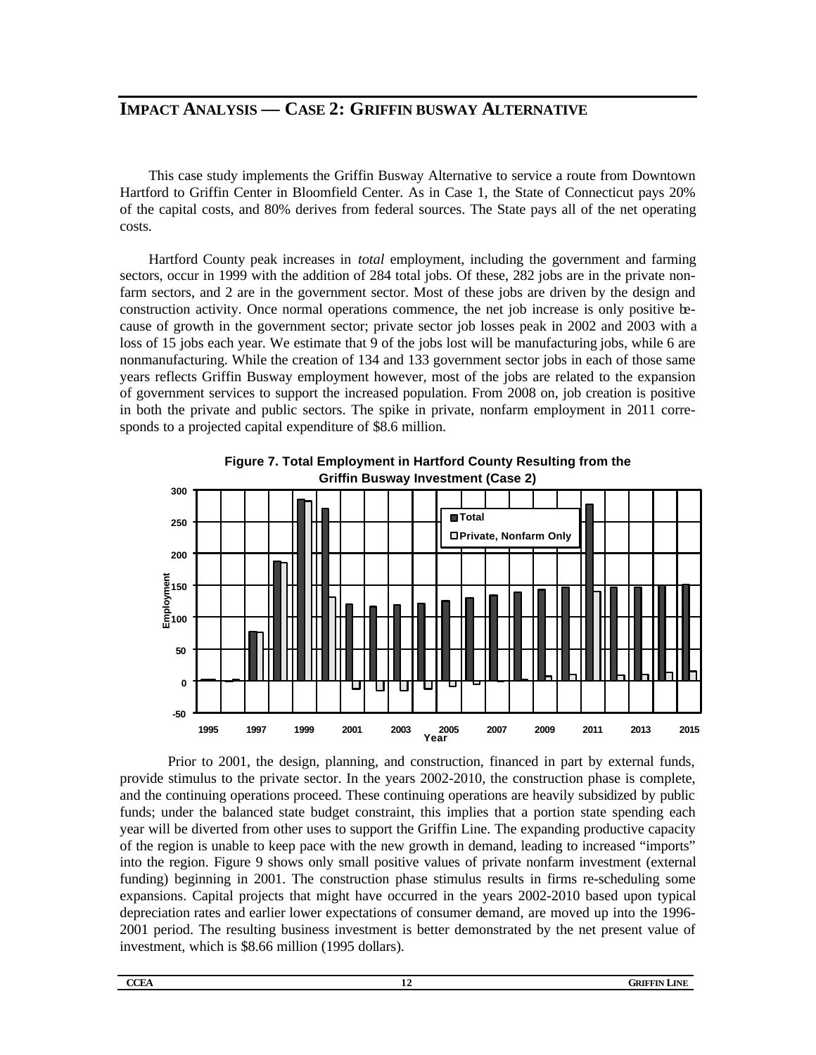# IMPACT ANALYSIS — CASE 2: GRIFFIN BUSWAY ALTERNATIVE

This case study implements the Griffin Busway Alternative to service a route from Downtown Hartford to Griffin Center in Bloomfield Center. As in Case 1, the State of Connecticut pays 20% of the capital costs, and 80% derives from federal sources. The State pays all of the net operating costs.

Hartford County peak increases in *total* employment, including the government and farming sectors, occur in 1999 with the addition of 284 total jobs. Of these, 282 jobs are in the private nonfarm sectors, and 2 are in the government sector. Most of these jobs are driven by the design and construction activity. Once normal operations commence, the net job increase is only positive because of growth in the government sector; private sector job losses peak in 2002 and 2003 with a loss of 15 jobs each year. We estimate that 9 of the jobs lost will be manufacturing jobs, while 6 are nonmanufacturing. While the creation of 134 and 133 government sector jobs in each of those same years reflects Griffin Busway employment however, most of the jobs are related to the expansion of government services to support the increased population. From 2008 on, job creation is positive in both the private and public sectors. The spike in private, nonfarm employment in 2011 corresponds to a projected capital expenditure of $8.6 million.

**Figure 7. Total Employment in Hartford County Resulting from the Griffin Busway Investment (Case 2)**

Prior to 2001, the design, planning, and construction, financed in part by external funds, provide stimulus to the private sector. In the years 2002-2010, the construction phase is complete, and the continuing operations proceed. These continuing operations are heavily subsidized by public funds; under the balanced state budget constraint, this implies that a portion state spending each year will be diverted from other uses to support the Griffin Line. The expanding productive capacity of the region is unable to keep pace with the new growth in demand, leading to increased "imports" into the region. Figure 9 shows only small positive values of private nonfarm investment (external funding) beginning in 2001. The construction phase stimulus results in firms re-scheduling some expansions. Capital projects that might have occurred in the years 2002-2010 based upon typical depreciation rates and earlier lower expectations of consumer demand, are moved up into the 1996-2001 period. The resulting business investment is better demonstrated by the net present value of investment, which is $8.66 million (1995 dollars).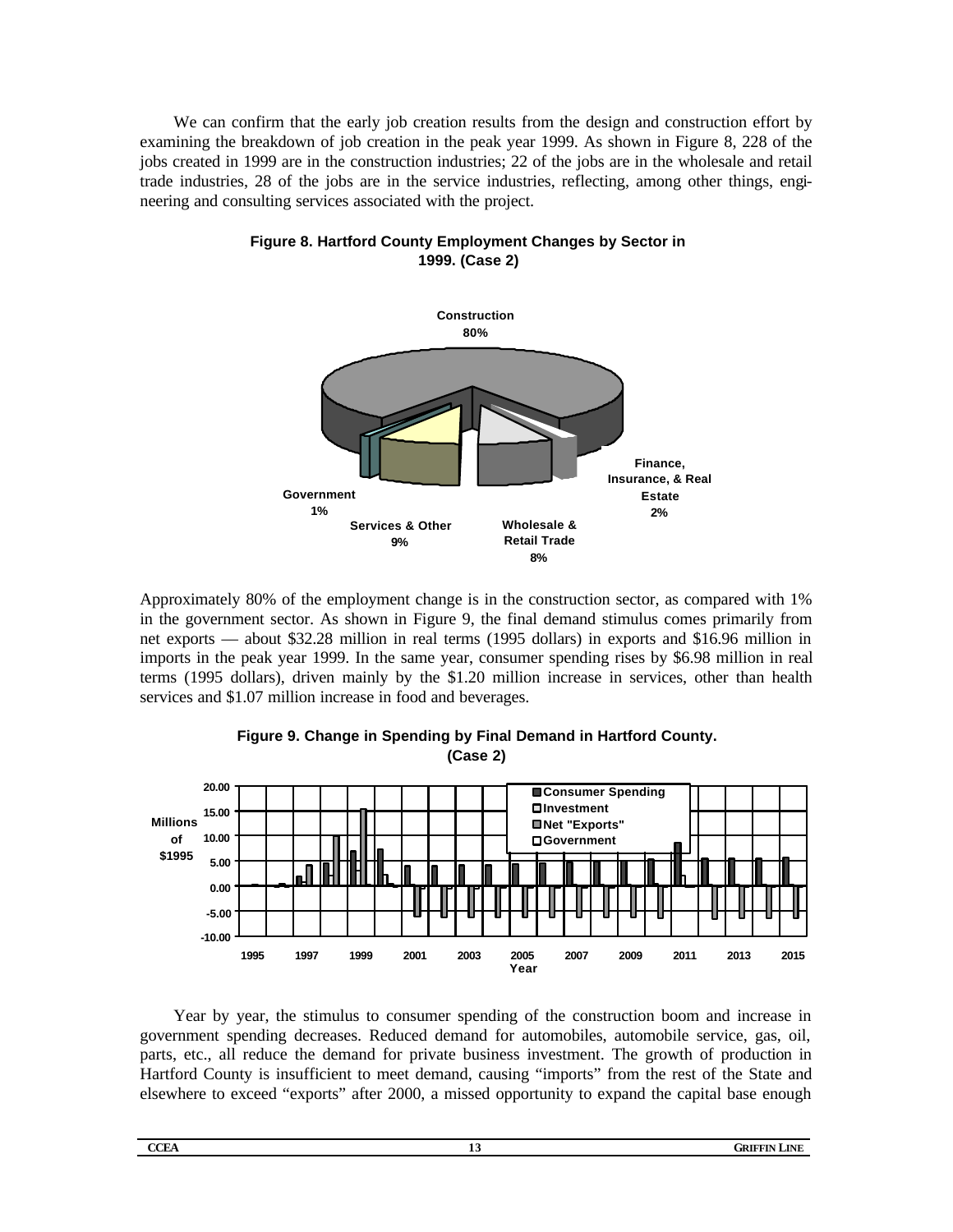We can confirm that the early job creation results from the design and construction effort by examining the breakdown of job creation in the peak year 1999. As shown in Figure 8, 228 of the jobs created in 1999 are in the construction industries; 22 of the jobs are in the wholesale and retail trade industries, 28 of the jobs are in the service industries, reflecting, among other things, engineering and consulting services associated with the project.

**Figure 8. Hartford County Employment Changes by Sector in 1999. (Case 2)**

Construction 80%

Finance, Insurance, & Real Estate 2%

Government 1%

Services & Other 9%

Wholesale & Retail Trade 8%

Approximately 80% of the employment change is in the construction sector, as compared with 1% in the government sector. As shown in Figure 9, the final demand stimulus comes primarily from net exports — about $32.28 million in real terms (1995 dollars) in exports and $16.96 million in imports in the peak year 1999. In the same year, consumer spending rises by $6.98 million in real terms (1995 dollars), driven mainly by the $1.20 million increase in services, other than health services and $1.07 million increase in food and beverages.

**Figure 9. Change in Spending by Final Demand in Hartford County. (Case 2)**

Year by year, the stimulus to consumer spending of the construction boom and increase in government spending decreases. Reduced demand for automobiles, automobile service, gas, oil, parts, etc., all reduce the demand for private business investment. The growth of production in Hartford County is insufficient to meet demand, causing “imports” from the rest of the State and elsewhere to exceed “exports” after 2000, a missed opportunity to expand the capital base enough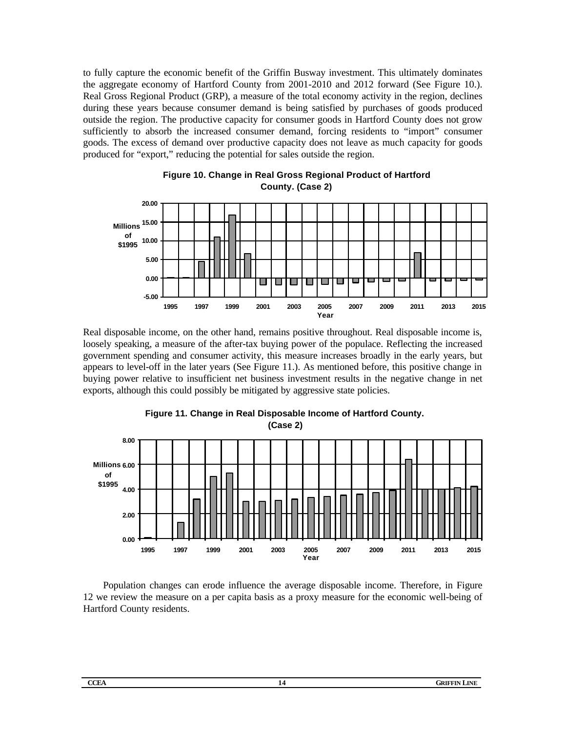to fully capture the economic benefit of the Griffin Busway investment. This ultimately dominates the aggregate economy of Hartford County from 2001-2010 and 2012 forward (See Figure 10.). Real Gross Regional Product (GRP), a measure of the total economy activity in the region, declines during these years because consumer demand is being satisfied by purchases of goods produced outside the region. The productive capacity for consumer goods in Hartford County does not grow sufficiently to absorb the increased consumer demand, forcing residents to "import" consumer goods. The excess of demand over productive capacity does not leave as much capacity for goods produced for "export," reducing the potential for sales outside the region.

**Figure 10. Change in Real Gross Regional Product of Hartford County. (Case 2)**

Real disposable income, on the other hand, remains positive throughout. Real disposable income is, loosely speaking, a measure of the after-tax buying power of the populace. Reflecting the increased government spending and consumer activity, this measure increases broadly in the early years, but appears to level-off in the later years (See Figure 11.). As mentioned before, this positive change in buying power relative to insufficient net business investment results in the negative change in net exports, although this could possibly be mitigated by aggressive state policies.

**Figure 11. Change in Real Disposable Income of Hartford County. (Case 2)**

Population changes can erode influence the average disposable income. Therefore, in Figure 12 we review the measure on a per capita basis as a proxy measure for the economic well-being of Hartford County residents.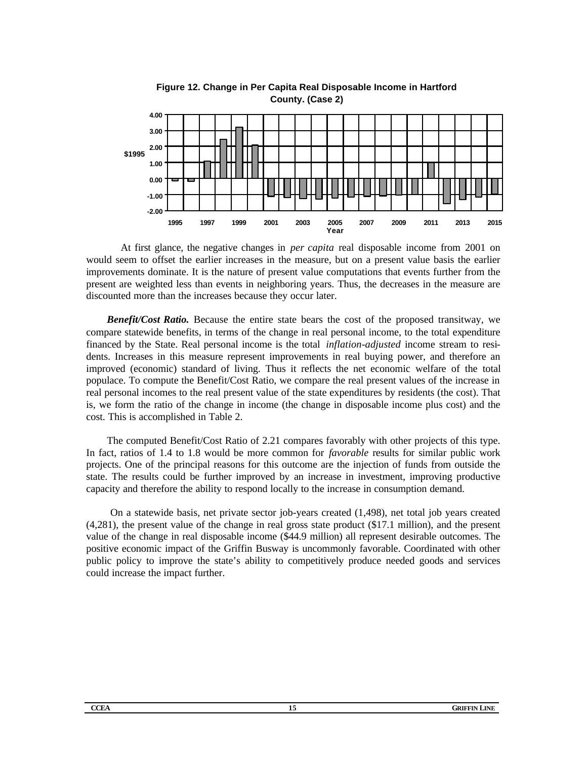**Figure 12. Change in Per Capita Real Disposable Income in Hartford County. (Case 2)**

At first glance, the negative changes in *per capita* real disposable income from 2001 on would seem to offset the earlier increases in the measure, but on a present value basis the earlier improvements dominate. It is the nature of present value computations that events further from the present are weighted less than events in neighboring years. Thus, the decreases in the measure are discounted more than the increases because they occur later.

***Benefit/Cost Ratio.*** Because the entire state bears the cost of the proposed transitway, we compare statewide benefits, in terms of the change in real personal income, to the total expenditure financed by the State. Real personal income is the total *inflation-adjusted* income stream to residents. Increases in this measure represent improvements in real buying power, and therefore an improved (economic) standard of living. Thus it reflects the net economic welfare of the total populace. To compute the Benefit/Cost Ratio, we compare the real present values of the increase in real personal incomes to the real present value of the state expenditures by residents (the cost). That is, we form the ratio of the change in income (the change in disposable income plus cost) and the cost. This is accomplished in Table 2.

The computed Benefit/Cost Ratio of 2.21 compares favorably with other projects of this type. In fact, ratios of 1.4 to 1.8 would be more common for *favorable* results for similar public work projects. One of the principal reasons for this outcome are the injection of funds from outside the state. The results could be further improved by an increase in investment, improving productive capacity and therefore the ability to respond locally to the increase in consumption demand.

On a statewide basis, net private sector job-years created (1,498), net total job years created (4,281), the present value of the change in real gross state product ($17.1 million), and the present value of the change in real disposable income ($44.9 million) all represent desirable outcomes. The positive economic impact of the Griffin Busway is uncommonly favorable. Coordinated with other public policy to improve the state's ability to competitively produce needed goods and services could increase the impact further.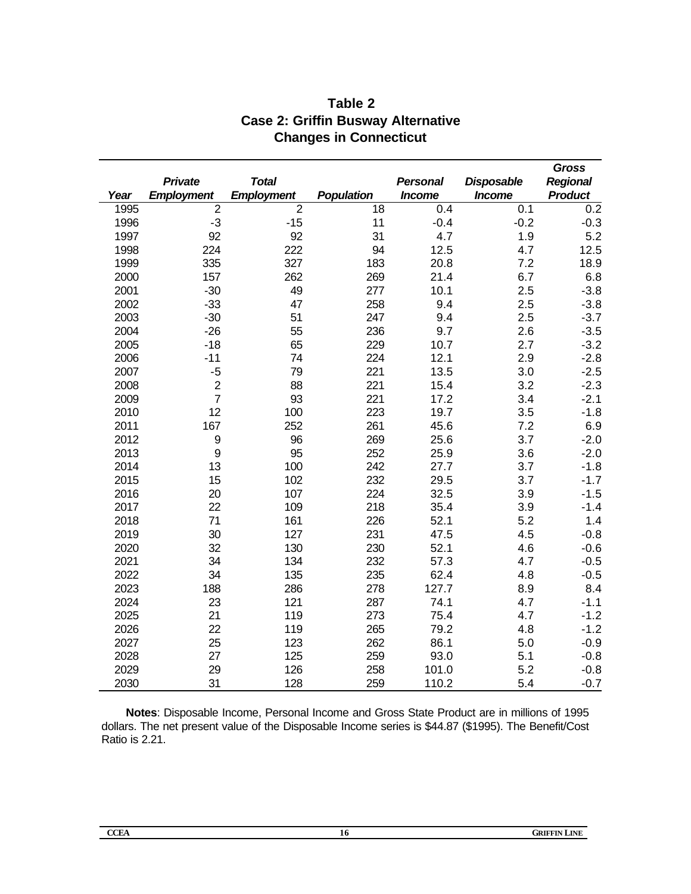**Table 2**
**Case 2: Griffin Busway Alternative**
**Changes in Connecticut**

| *Year* | *Private Employment* | *Total Employment* | *Population* | *Personal Income* | *Disposable Income* | *Gross Regional Product* |
|---|---|---|---|---|---|---|
| 1995 | 2 | 2 | 18 | 0.4 | 0.1 | 0.2 |
| 1996 | -3 | -15 | 11 | -0.4 | -0.2 | -0.3 |
| 1997 | 92 | 92 | 31 | 4.7 | 1.9 | 5.2 |
| 1998 | 224 | 222 | 94 | 12.5 | 4.7 | 12.5 |
| 1999 | 335 | 327 | 183 | 20.8 | 7.2 | 18.9 |
| 2000 | 157 | 262 | 269 | 21.4 | 6.7 | 6.8 |
| 2001 | -30 | 49 | 277 | 10.1 | 2.5 | -3.8 |
| 2002 | -33 | 47 | 258 | 9.4 | 2.5 | -3.8 |
| 2003 | -30 | 51 | 247 | 9.4 | 2.5 | -3.7 |
| 2004 | -26 | 55 | 236 | 9.7 | 2.6 | -3.5 |
| 2005 | -18 | 65 | 229 | 10.7 | 2.7 | -3.2 |
| 2006 | -11 | 74 | 224 | 12.1 | 2.9 | -2.8 |
| 2007 | -5 | 79 | 221 | 13.5 | 3.0 | -2.5 |
| 2008 | 2 | 88 | 221 | 15.4 | 3.2 | -2.3 |
| 2009 | 7 | 93 | 221 | 17.2 | 3.4 | -2.1 |
| 2010 | 12 | 100 | 223 | 19.7 | 3.5 | -1.8 |
| 2011 | 167 | 252 | 261 | 45.6 | 7.2 | 6.9 |
| 2012 | 9 | 96 | 269 | 25.6 | 3.7 | -2.0 |
| 2013 | 9 | 95 | 252 | 25.9 | 3.6 | -2.0 |
| 2014 | 13 | 100 | 242 | 27.7 | 3.7 | -1.8 |
| 2015 | 15 | 102 | 232 | 29.5 | 3.7 | -1.7 |
| 2016 | 20 | 107 | 224 | 32.5 | 3.9 | -1.5 |
| 2017 | 22 | 109 | 218 | 35.4 | 3.9 | -1.4 |
| 2018 | 71 | 161 | 226 | 52.1 | 5.2 | 1.4 |
| 2019 | 30 | 127 | 231 | 47.5 | 4.5 | -0.8 |
| 2020 | 32 | 130 | 230 | 52.1 | 4.6 | -0.6 |
| 2021 | 34 | 134 | 232 | 57.3 | 4.7 | -0.5 |
| 2022 | 34 | 135 | 235 | 62.4 | 4.8 | -0.5 |
| 2023 | 188 | 286 | 278 | 127.7 | 8.9 | 8.4 |
| 2024 | 23 | 121 | 287 | 74.1 | 4.7 | -1.1 |
| 2025 | 21 | 119 | 273 | 75.4 | 4.7 | -1.2 |
| 2026 | 22 | 119 | 265 | 79.2 | 4.8 | -1.2 |
| 2027 | 25 | 123 | 262 | 86.1 | 5.0 | -0.9 |
| 2028 | 27 | 125 | 259 | 93.0 | 5.1 | -0.8 |
| 2029 | 29 | 126 | 258 | 101.0 | 5.2 | -0.8 |
| 2030 | 31 | 128 | 259 | 110.2 | 5.4 | -0.7 |

**Notes**: Disposable Income, Personal Income and Gross State Product are in millions of 1995 dollars. The net present value of the Disposable Income series is $44.87 ($1995). The Benefit/Cost Ratio is 2.21.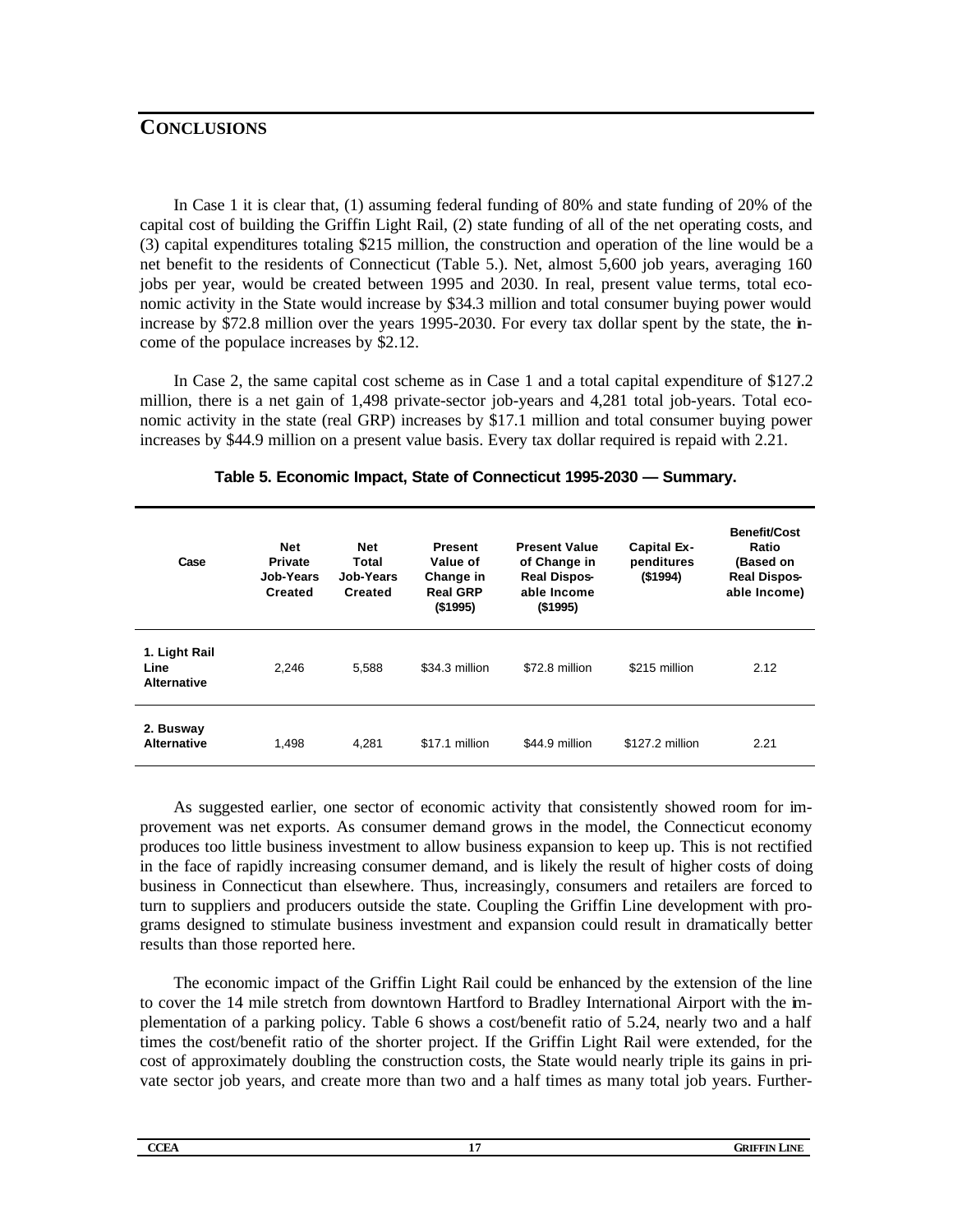## CONCLUSIONS

In Case 1 it is clear that, (1) assuming federal funding of 80% and state funding of 20% of the capital cost of building the Griffin Light Rail, (2) state funding of all of the net operating costs, and (3) capital expenditures totaling $215 million, the construction and operation of the line would be a net benefit to the residents of Connecticut (Table 5.). Net, almost 5,600 job years, averaging 160 jobs per year, would be created between 1995 and 2030. In real, present value terms, total economic activity in the State would increase by $34.3 million and total consumer buying power would increase by $72.8 million over the years 1995-2030. For every tax dollar spent by the state, the income of the populace increases by $2.12.

In Case 2, the same capital cost scheme as in Case 1 and a total capital expenditure of $127.2 million, there is a net gain of 1,498 private-sector job-years and 4,281 total job-years. Total economic activity in the state (real GRP) increases by $17.1 million and total consumer buying power increases by $44.9 million on a present value basis. Every tax dollar required is repaid with 2.21.

**Table 5. Economic Impact, State of Connecticut 1995-2030 — Summary.**

| Case | Net Private Job-Years Created | Net Total Job-Years Created | Present Value of Change in Real GRP ($1995) | Present Value of Change in Real Disposable Income ($1995) | Capital Expenditures ($1994) | Benefit/Cost Ratio (Based on Real Disposable Income) |
|---|---|---|---|---|---|---|
| **1. Light Rail Line Alternative** | 2,246 | 5,588 | $34.3 million | $72.8 million | $215 million | 2.12 |
| **2. Busway Alternative** | 1,498 | 4,281 | $17.1 million | $44.9 million | $127.2 million | 2.21 |

As suggested earlier, one sector of economic activity that consistently showed room for improvement was net exports. As consumer demand grows in the model, the Connecticut economy produces too little business investment to allow business expansion to keep up. This is not rectified in the face of rapidly increasing consumer demand, and is likely the result of higher costs of doing business in Connecticut than elsewhere. Thus, increasingly, consumers and retailers are forced to turn to suppliers and producers outside the state. Coupling the Griffin Line development with programs designed to stimulate business investment and expansion could result in dramatically better results than those reported here.

The economic impact of the Griffin Light Rail could be enhanced by the extension of the line to cover the 14 mile stretch from downtown Hartford to Bradley International Airport with the implementation of a parking policy. Table 6 shows a cost/benefit ratio of 5.24, nearly two and a half times the cost/benefit ratio of the shorter project. If the Griffin Light Rail were extended, for the cost of approximately doubling the construction costs, the State would nearly triple its gains in private sector job years, and create more than two and a half times as many total job years. Further-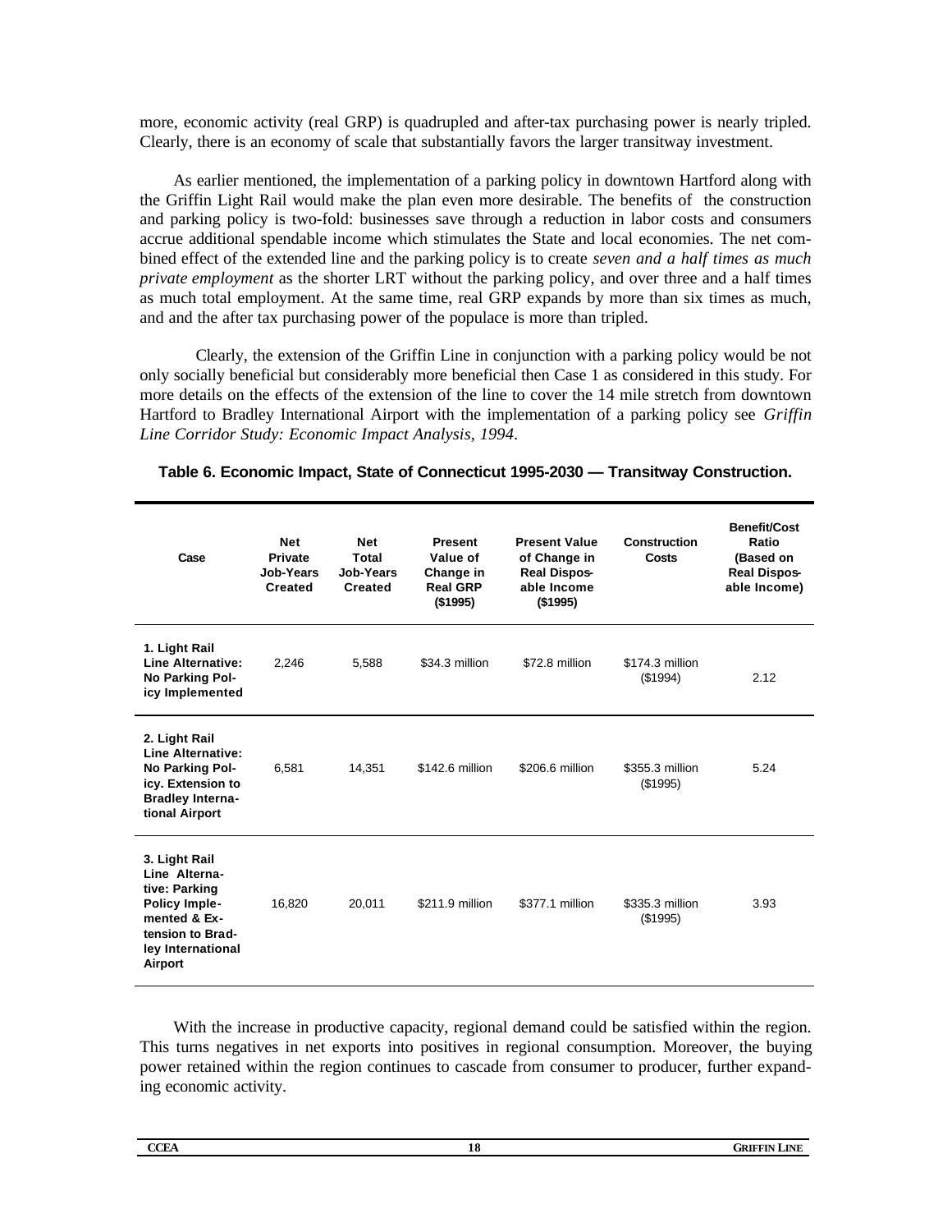more, economic activity (real GRP) is quadrupled and after-tax purchasing power is nearly tripled. Clearly, there is an economy of scale that substantially favors the larger transitway investment.

As earlier mentioned, the implementation of a parking policy in downtown Hartford along with the Griffin Light Rail would make the plan even more desirable. The benefits of the construction and parking policy is two-fold: businesses save through a reduction in labor costs and consumers accrue additional spendable income which stimulates the State and local economies. The net combined effect of the extended line and the parking policy is to create *seven and a half times as much private employment* as the shorter LRT without the parking policy, and over three and a half times as much total employment. At the same time, real GRP expands by more than six times as much, and and the after tax purchasing power of the populace is more than tripled.

Clearly, the extension of the Griffin Line in conjunction with a parking policy would be not only socially beneficial but considerably more beneficial then Case 1 as considered in this study. For more details on the effects of the extension of the line to cover the 14 mile stretch from downtown Hartford to Bradley International Airport with the implementation of a parking policy see *Griffin Line Corridor Study: Economic Impact Analysis, 1994*.

**Table 6. Economic Impact, State of Connecticut 1995-2030 — Transitway Construction.**

| Case | Net Private Job-Years Created | Net Total Job-Years Created | Present Value of Change in Real GRP ($1995) | Present Value of Change in Real Disposable Income ($1995) | Construction Costs | Benefit/Cost Ratio (Based on Real Disposable Income) |
|---|---|---|---|---|---|---|
| **1. Light Rail Line Alternative: No Parking Policy Implemented** | 2,246 | 5,588 | $34.3 million | $72.8 million | $174.3 million ($1994) | 2.12 |
| **2. Light Rail Line Alternative: No Parking Policy. Extension to Bradley International Airport** | 6,581 | 14,351 | $142.6 million | $206.6 million | $355.3 million ($1995) | 5.24 |
| **3. Light Rail Line Alternative: Parking Policy Implemented & Extension to Bradley International Airport** | 16,820 | 20,011 | $211.9 million | $377.1 million | $335.3 million ($1995) | 3.93 |

With the increase in productive capacity, regional demand could be satisfied within the region. This turns negatives in net exports into positives in regional consumption. Moreover, the buying power retained within the region continues to cascade from consumer to producer, further expanding economic activity.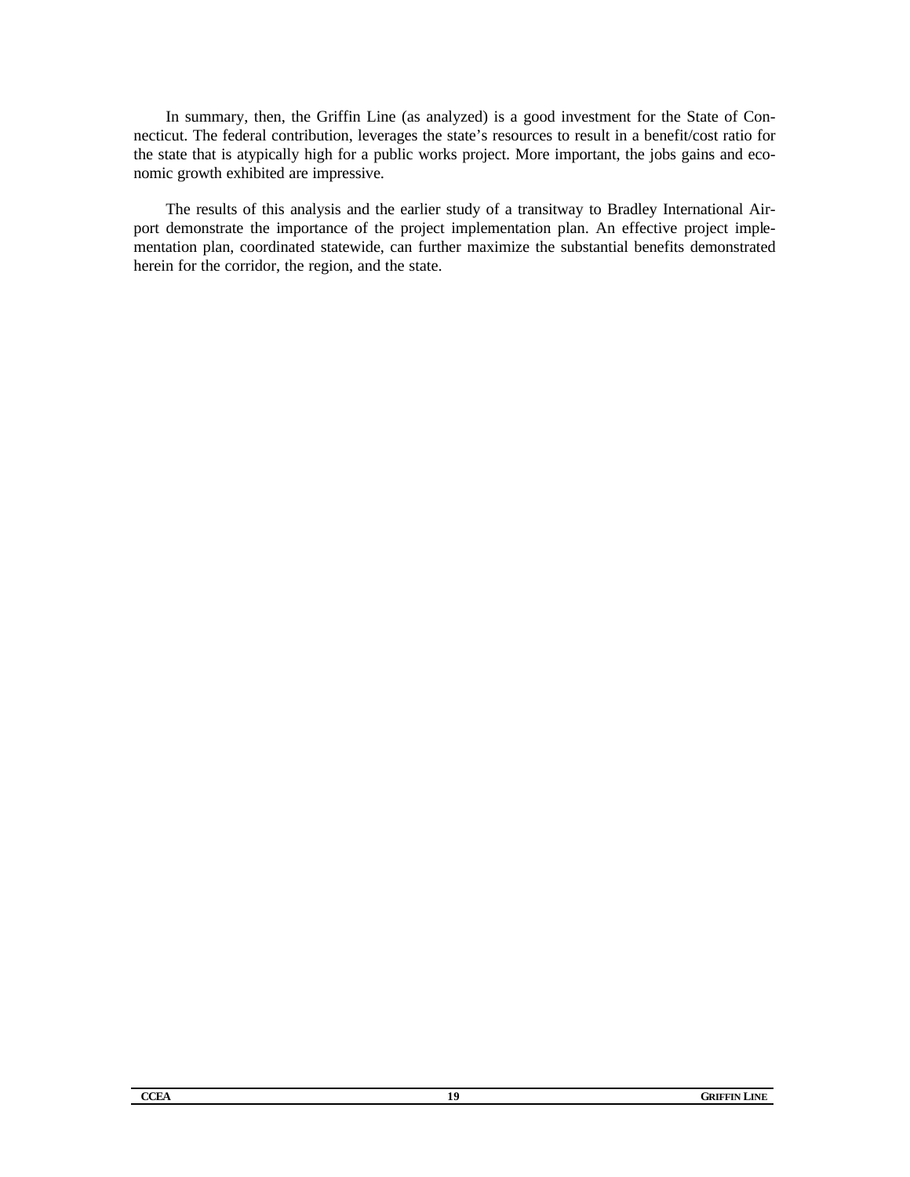In summary, then, the Griffin Line (as analyzed) is a good investment for the State of Connecticut. The federal contribution, leverages the state's resources to result in a benefit/cost ratio for the state that is atypically high for a public works project. More important, the jobs gains and economic growth exhibited are impressive.

The results of this analysis and the earlier study of a transitway to Bradley International Airport demonstrate the importance of the project implementation plan. An effective project implementation plan, coordinated statewide, can further maximize the substantial benefits demonstrated herein for the corridor, the region, and the state.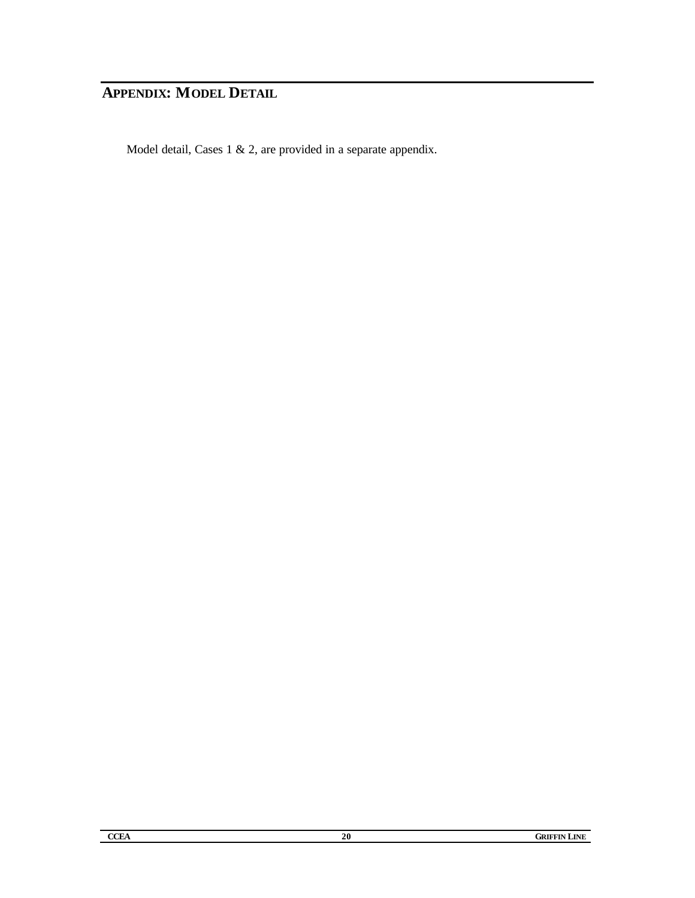## APPENDIX: MODEL DETAIL

Model detail, Cases 1 & 2, are provided in a separate appendix.